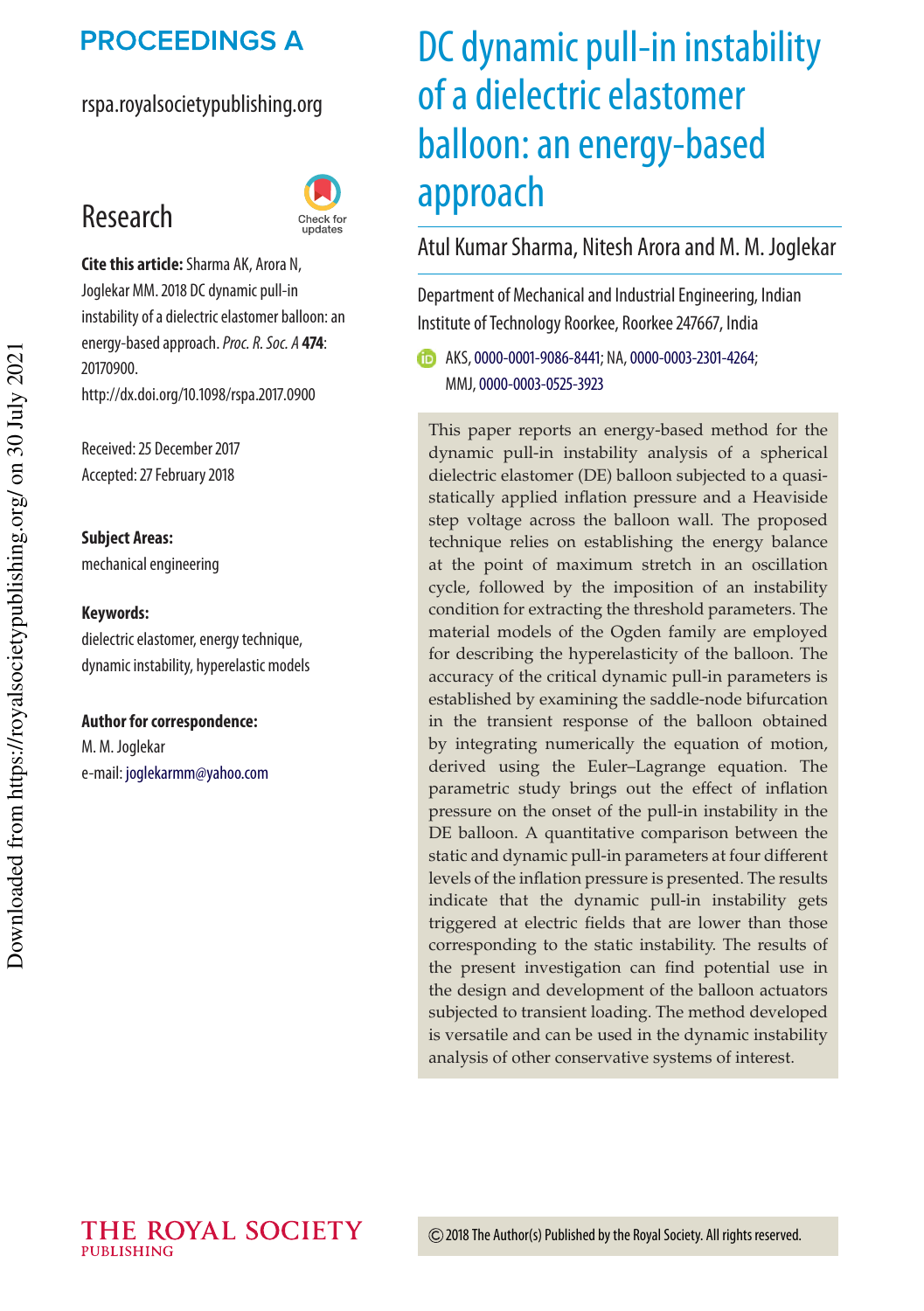# PROCEEDINGS A

rspa.royalsocietypublishing.org

## Research

**Cite this article:** Sharma AK, Arora N, Joglekar MM. 2018 DC dynamic pull-in instability of a dielectric elastomer balloon: an energy-based approach. *Proc. R. Soc. A* **474**: 20170900.
http://dx.doi.org/10.1098/rspa.2017.0900

Received: 25 December 2017
Accepted: 27 February 2018

**Subject Areas:**
mechanical engineering

**Keywords:**
dielectric elastomer, energy technique, dynamic instability, hyperelastic models

**Author for correspondence:**
M. M. Joglekar
e-mail: joglekarmm@yahoo.com

# DC dynamic pull-in instability of a dielectric elastomer balloon: an energy-based approach

Atul Kumar Sharma, Nitesh Arora and M. M. Joglekar

Department of Mechanical and Industrial Engineering, Indian Institute of Technology Roorkee, Roorkee 247667, India

AKS, 0000-0001-9086-8441; NA, 0000-0003-2301-4264; MMJ, 0000-0003-0525-3923

This paper reports an energy-based method for the dynamic pull-in instability analysis of a spherical dielectric elastomer (DE) balloon subjected to a quasi-statically applied inflation pressure and a Heaviside step voltage across the balloon wall. The proposed technique relies on establishing the energy balance at the point of maximum stretch in an oscillation cycle, followed by the imposition of an instability condition for extracting the threshold parameters. The material models of the Ogden family are employed for describing the hyperelasticity of the balloon. The accuracy of the critical dynamic pull-in parameters is established by examining the saddle-node bifurcation in the transient response of the balloon obtained by integrating numerically the equation of motion, derived using the Euler–Lagrange equation. The parametric study brings out the effect of inflation pressure on the onset of the pull-in instability in the DE balloon. A quantitative comparison between the static and dynamic pull-in parameters at four different levels of the inflation pressure is presented. The results indicate that the dynamic pull-in instability gets triggered at electric fields that are lower than those corresponding to the static instability. The results of the present investigation can find potential use in the design and development of the balloon actuators subjected to transient loading. The method developed is versatile and can be used in the dynamic instability analysis of other conservative systems of interest.

© 2018 The Author(s) Published by the Royal Society. All rights reserved.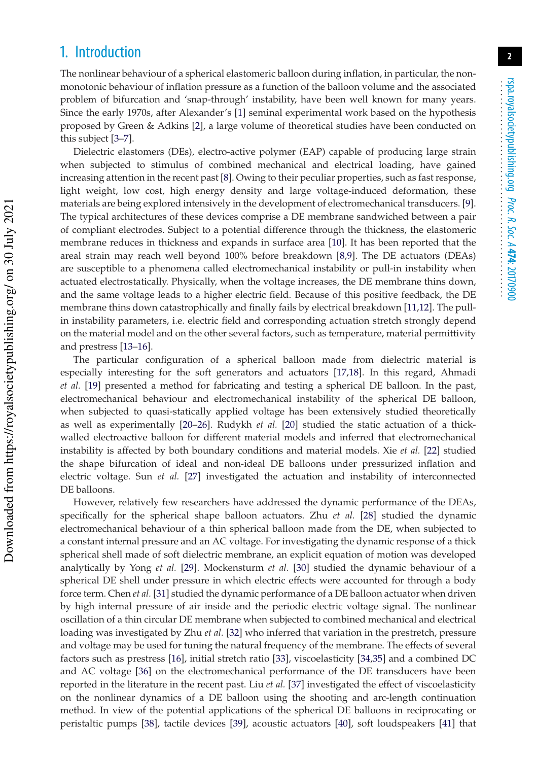## 1. Introduction

The nonlinear behaviour of a spherical elastomeric balloon during inflation, in particular, the non-monotonic behaviour of inflation pressure as a function of the balloon volume and the associated problem of bifurcation and 'snap-through' instability, have been well known for many years. Since the early 1970s, after Alexander's [1] seminal experimental work based on the hypothesis proposed by Green & Adkins [2], a large volume of theoretical studies have been conducted on this subject [3–7].

Dielectric elastomers (DEs), electro-active polymer (EAP) capable of producing large strain when subjected to stimulus of combined mechanical and electrical loading, have gained increasing attention in the recent past [8]. Owing to their peculiar properties, such as fast response, light weight, low cost, high energy density and large voltage-induced deformation, these materials are being explored intensively in the development of electromechanical transducers. [9]. The typical architectures of these devices comprise a DE membrane sandwiched between a pair of compliant electrodes. Subject to a potential difference through the thickness, the elastomeric membrane reduces in thickness and expands in surface area [10]. It has been reported that the areal strain may reach well beyond 100% before breakdown [8,9]. The DE actuators (DEAs) are susceptible to a phenomena called electromechanical instability or pull-in instability when actuated electrostatically. Physically, when the voltage increases, the DE membrane thins down, and the same voltage leads to a higher electric field. Because of this positive feedback, the DE membrane thins down catastrophically and finally fails by electrical breakdown [11,12]. The pull-in instability parameters, i.e. electric field and corresponding actuation stretch strongly depend on the material model and on the other several factors, such as temperature, material permittivity and prestress [13–16].

The particular configuration of a spherical balloon made from dielectric material is especially interesting for the soft generators and actuators [17,18]. In this regard, Ahmadi *et al.* [19] presented a method for fabricating and testing a spherical DE balloon. In the past, electromechanical behaviour and electromechanical instability of the spherical DE balloon, when subjected to quasi-statically applied voltage has been extensively studied theoretically as well as experimentally [20–26]. Rudykh *et al.* [20] studied the static actuation of a thick-walled electroactive balloon for different material models and inferred that electromechanical instability is affected by both boundary conditions and material models. Xie *et al.* [22] studied the shape bifurcation of ideal and non-ideal DE balloons under pressurized inflation and electric voltage. Sun *et al.* [27] investigated the actuation and instability of interconnected DE balloons.

However, relatively few researchers have addressed the dynamic performance of the DEAs, specifically for the spherical shape balloon actuators. Zhu *et al.* [28] studied the dynamic electromechanical behaviour of a thin spherical balloon made from the DE, when subjected to a constant internal pressure and an AC voltage. For investigating the dynamic response of a thick spherical shell made of soft dielectric membrane, an explicit equation of motion was developed analytically by Yong *et al.* [29]. Mockensturm *et al.* [30] studied the dynamic behaviour of a spherical DE shell under pressure in which electric effects were accounted for through a body force term. Chen *et al.* [31] studied the dynamic performance of a DE balloon actuator when driven by high internal pressure of air inside and the periodic electric voltage signal. The nonlinear oscillation of a thin circular DE membrane when subjected to combined mechanical and electrical loading was investigated by Zhu *et al.* [32] who inferred that variation in the prestretch, pressure and voltage may be used for tuning the natural frequency of the membrane. The effects of several factors such as prestress [16], initial stretch ratio [33], viscoelasticity [34,35] and a combined DC and AC voltage [36] on the electromechanical performance of the DE transducers have been reported in the literature in the recent past. Liu *et al.* [37] investigated the effect of viscoelasticity on the nonlinear dynamics of a DE balloon using the shooting and arc-length continuation method. In view of the potential applications of the spherical DE balloons in reciprocating or peristaltic pumps [38], tactile devices [39], acoustic actuators [40], soft loudspeakers [41] that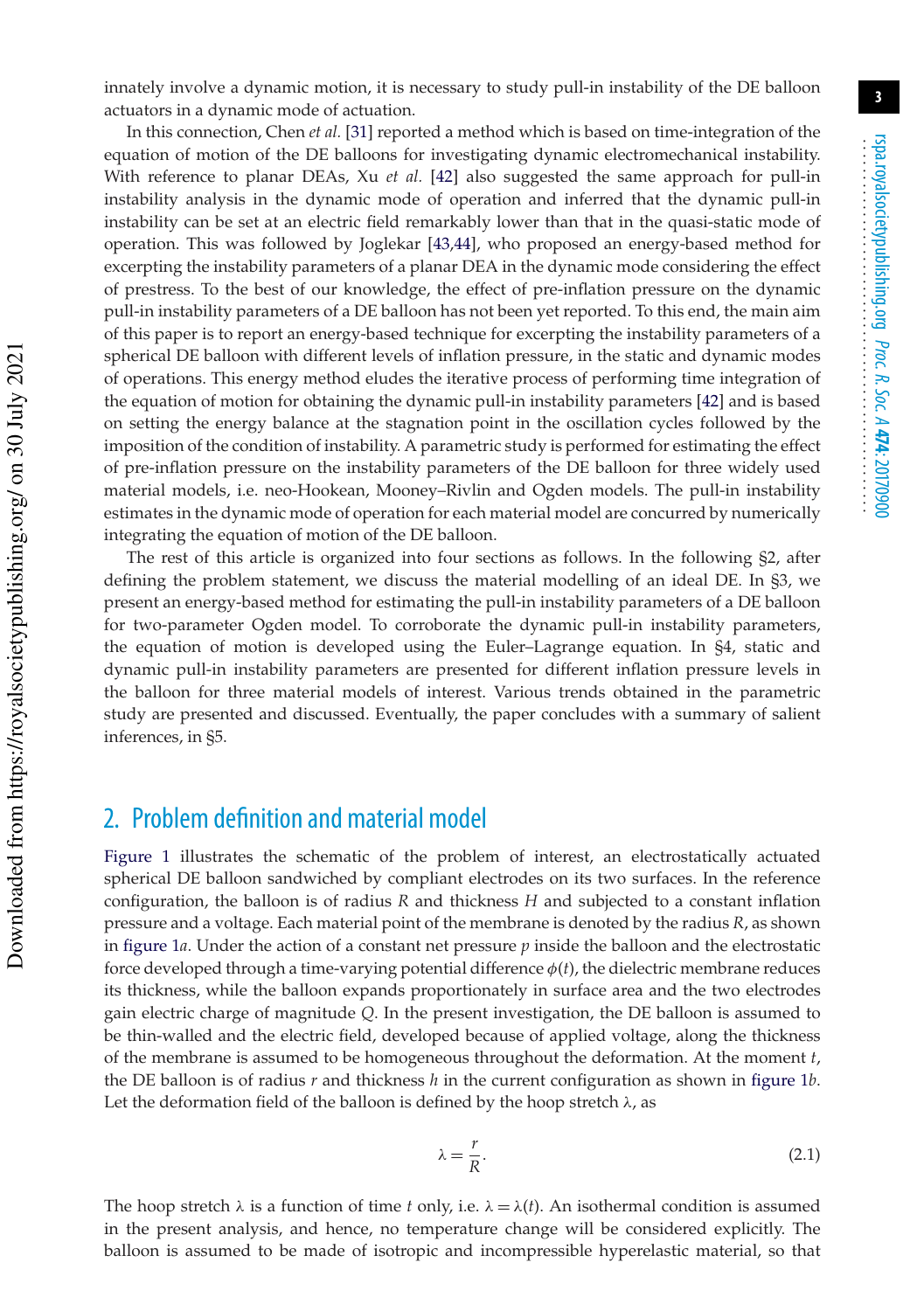innately involve a dynamic motion, it is necessary to study pull-in instability of the DE balloon actuators in a dynamic mode of actuation.

In this connection, Chen *et al.* [31] reported a method which is based on time-integration of the equation of motion of the DE balloons for investigating dynamic electromechanical instability. With reference to planar DEAs, Xu *et al.* [42] also suggested the same approach for pull-in instability analysis in the dynamic mode of operation and inferred that the dynamic pull-in instability can be set at an electric field remarkably lower than that in the quasi-static mode of operation. This was followed by Joglekar [43,44], who proposed an energy-based method for excerpting the instability parameters of a planar DEA in the dynamic mode considering the effect of prestress. To the best of our knowledge, the effect of pre-inflation pressure on the dynamic pull-in instability parameters of a DE balloon has not been yet reported. To this end, the main aim of this paper is to report an energy-based technique for excerpting the instability parameters of a spherical DE balloon with different levels of inflation pressure, in the static and dynamic modes of operations. This energy method eludes the iterative process of performing time integration of the equation of motion for obtaining the dynamic pull-in instability parameters [42] and is based on setting the energy balance at the stagnation point in the oscillation cycles followed by the imposition of the condition of instability. A parametric study is performed for estimating the effect of pre-inflation pressure on the instability parameters of the DE balloon for three widely used material models, i.e. neo-Hookean, Mooney–Rivlin and Ogden models. The pull-in instability estimates in the dynamic mode of operation for each material model are concurred by numerically integrating the equation of motion of the DE balloon.

The rest of this article is organized into four sections as follows. In the following §2, after defining the problem statement, we discuss the material modelling of an ideal DE. In §3, we present an energy-based method for estimating the pull-in instability parameters of a DE balloon for two-parameter Ogden model. To corroborate the dynamic pull-in instability parameters, the equation of motion is developed using the Euler–Lagrange equation. In §4, static and dynamic pull-in instability parameters are presented for different inflation pressure levels in the balloon for three material models of interest. Various trends obtained in the parametric study are presented and discussed. Eventually, the paper concludes with a summary of salient inferences, in §5.

## 2. Problem definition and material model

Figure 1 illustrates the schematic of the problem of interest, an electrostatically actuated spherical DE balloon sandwiched by compliant electrodes on its two surfaces. In the reference configuration, the balloon is of radius $R$ and thickness $H$ and subjected to a constant inflation pressure and a voltage. Each material point of the membrane is denoted by the radius $R$, as shown in figure 1*a*. Under the action of a constant net pressure $p$ inside the balloon and the electrostatic force developed through a time-varying potential difference $\phi(t)$, the dielectric membrane reduces its thickness, while the balloon expands proportionately in surface area and the two electrodes gain electric charge of magnitude $Q$. In the present investigation, the DE balloon is assumed to be thin-walled and the electric field, developed because of applied voltage, along the thickness of the membrane is assumed to be homogeneous throughout the deformation. At the moment $t$, the DE balloon is of radius $r$ and thickness $h$ in the current configuration as shown in figure 1*b*. Let the deformation field of the balloon is defined by the hoop stretch $\lambda$, as

$$\lambda = \frac{r}{R}. \tag{2.1}$$

The hoop stretch $\lambda$ is a function of time $t$ only, i.e. $\lambda = \lambda(t)$. An isothermal condition is assumed in the present analysis, and hence, no temperature change will be considered explicitly. The balloon is assumed to be made of isotropic and incompressible hyperelastic material, so that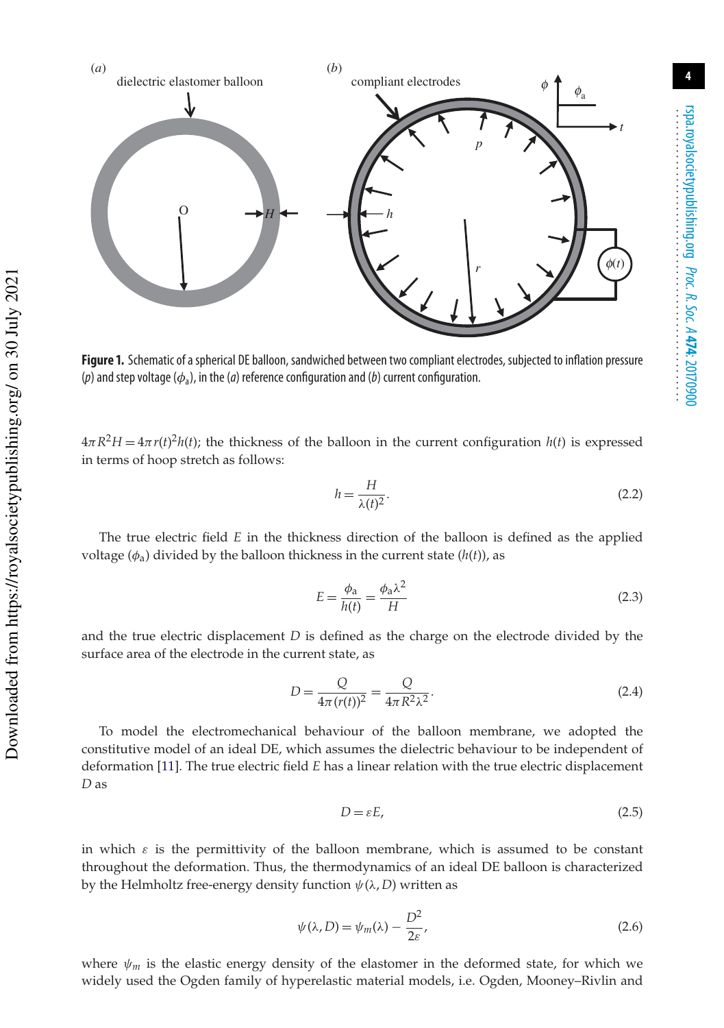**Figure 1.** Schematic of a spherical DE balloon, sandwiched between two compliant electrodes, subjected to inflation pressure ($p$) and step voltage ($\phi_a$), in the ($a$) reference configuration and ($b$) current configuration.

$4\pi R^2 H = 4\pi r(t)^2 h(t)$; the thickness of the balloon in the current configuration $h(t)$ is expressed in terms of hoop stretch as follows:

$$h = \frac{H}{\lambda(t)^2}. \tag{2.2}$$

The true electric field $E$ in the thickness direction of the balloon is defined as the applied voltage ($\phi_a$) divided by the balloon thickness in the current state ($h(t)$), as

$$E = \frac{\phi_a}{h(t)} = \frac{\phi_a \lambda^2}{H} \tag{2.3}$$

and the true electric displacement $D$ is defined as the charge on the electrode divided by the surface area of the electrode in the current state, as

$$D = \frac{Q}{4\pi (r(t))^2} = \frac{Q}{4\pi R^2 \lambda^2}. \tag{2.4}$$

To model the electromechanical behaviour of the balloon membrane, we adopted the constitutive model of an ideal DE, which assumes the dielectric behaviour to be independent of deformation [11]. The true electric field $E$ has a linear relation with the true electric displacement $D$ as

$$D = \varepsilon E, \tag{2.5}$$

in which $\varepsilon$ is the permittivity of the balloon membrane, which is assumed to be constant throughout the deformation. Thus, the thermodynamics of an ideal DE balloon is characterized by the Helmholtz free-energy density function $\psi(\lambda, D)$ written as

$$\psi(\lambda, D) = \psi_m(\lambda) - \frac{D^2}{2\varepsilon}, \tag{2.6}$$

where $\psi_m$ is the elastic energy density of the elastomer in the deformed state, for which we widely used the Ogden family of hyperelastic material models, i.e. Ogden, Mooney–Rivlin and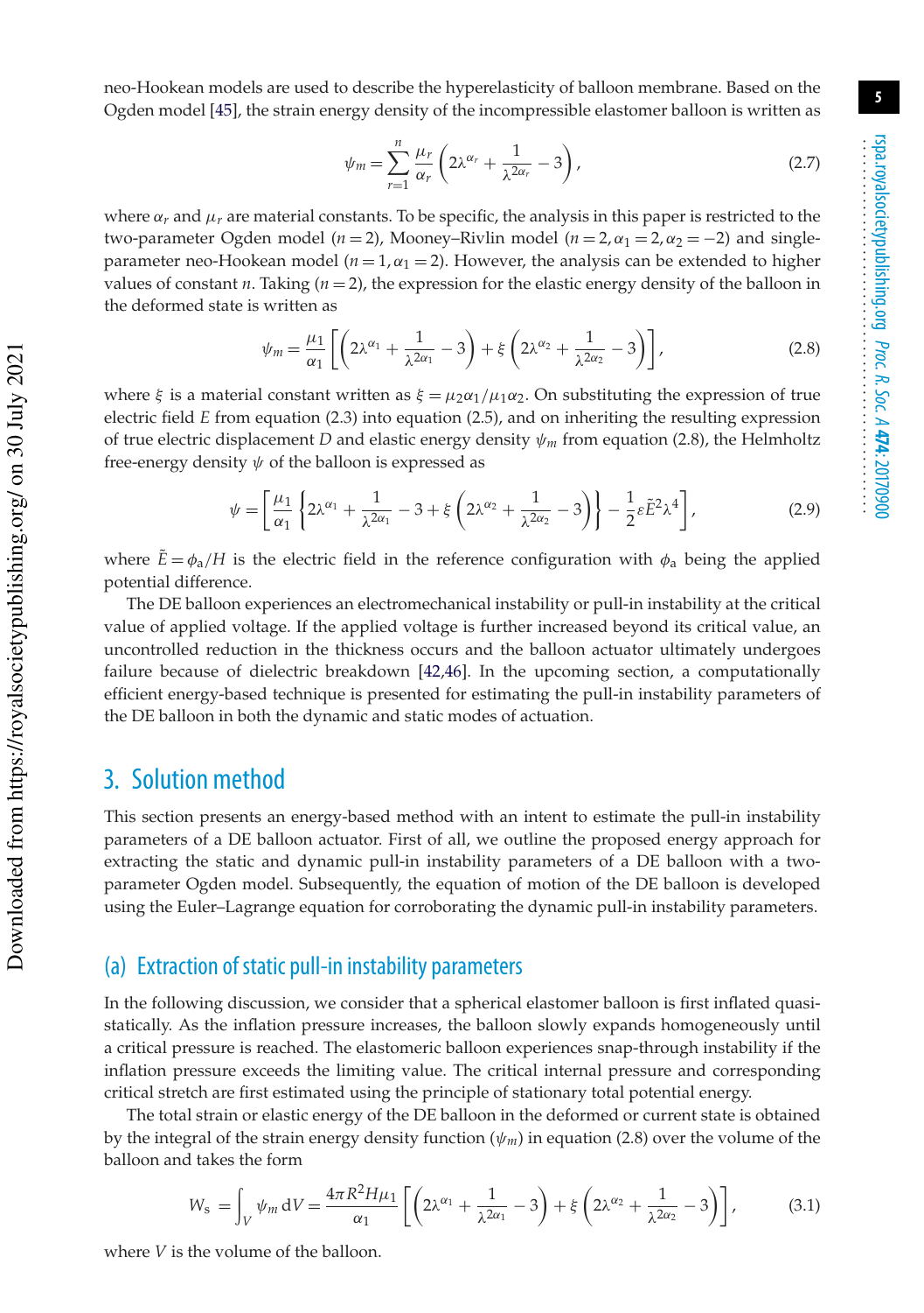neo-Hookean models are used to describe the hyperelasticity of balloon membrane. Based on the Ogden model [45], the strain energy density of the incompressible elastomer balloon is written as

$$\psi_m = \sum_{r=1}^{n} \frac{\mu_r}{\alpha_r}\left(2\lambda^{\alpha_r} + \frac{1}{\lambda^{2\alpha_r}} - 3\right), \tag{2.7}$$

where $\alpha_r$ and $\mu_r$ are material constants. To be specific, the analysis in this paper is restricted to the two-parameter Ogden model ($n = 2$), Mooney–Rivlin model ($n = 2, \alpha_1 = 2, \alpha_2 = -2$) and single-parameter neo-Hookean model ($n = 1, \alpha_1 = 2$). However, the analysis can be extended to higher values of constant $n$. Taking ($n = 2$), the expression for the elastic energy density of the balloon in the deformed state is written as

$$\psi_m = \frac{\mu_1}{\alpha_1}\left[\left(2\lambda^{\alpha_1} + \frac{1}{\lambda^{2\alpha_1}} - 3\right) + \xi\left(2\lambda^{\alpha_2} + \frac{1}{\lambda^{2\alpha_2}} - 3\right)\right], \tag{2.8}$$

where $\xi$ is a material constant written as $\xi = \mu_2\alpha_1/\mu_1\alpha_2$. On substituting the expression of true electric field $E$ from equation (2.3) into equation (2.5), and on inheriting the resulting expression of true electric displacement $D$ and elastic energy density $\psi_m$ from equation (2.8), the Helmholtz free-energy density $\psi$ of the balloon is expressed as

$$\psi = \left[\frac{\mu_1}{\alpha_1}\left\{2\lambda^{\alpha_1} + \frac{1}{\lambda^{2\alpha_1}} - 3 + \xi\left(2\lambda^{\alpha_2} + \frac{1}{\lambda^{2\alpha_2}} - 3\right)\right\} - \frac{1}{2}\varepsilon\tilde{E}^2\lambda^4\right], \tag{2.9}$$

where $\tilde{E} = \phi_a/H$ is the electric field in the reference configuration with $\phi_a$ being the applied potential difference.

The DE balloon experiences an electromechanical instability or pull-in instability at the critical value of applied voltage. If the applied voltage is further increased beyond its critical value, an uncontrolled reduction in the thickness occurs and the balloon actuator ultimately undergoes failure because of dielectric breakdown [42,46]. In the upcoming section, a computationally efficient energy-based technique is presented for estimating the pull-in instability parameters of the DE balloon in both the dynamic and static modes of actuation.

## 3. Solution method

This section presents an energy-based method with an intent to estimate the pull-in instability parameters of a DE balloon actuator. First of all, we outline the proposed energy approach for extracting the static and dynamic pull-in instability parameters of a DE balloon with a two-parameter Ogden model. Subsequently, the equation of motion of the DE balloon is developed using the Euler–Lagrange equation for corroborating the dynamic pull-in instability parameters.

### (a) Extraction of static pull-in instability parameters

In the following discussion, we consider that a spherical elastomer balloon is first inflated quasi-statically. As the inflation pressure increases, the balloon slowly expands homogeneously until a critical pressure is reached. The elastomeric balloon experiences snap-through instability if the inflation pressure exceeds the limiting value. The critical internal pressure and corresponding critical stretch are first estimated using the principle of stationary total potential energy.

The total strain or elastic energy of the DE balloon in the deformed or current state is obtained by the integral of the strain energy density function ($\psi_m$) in equation (2.8) over the volume of the balloon and takes the form

$$W_s = \int_V \psi_m \, \mathrm{d}V = \frac{4\pi R^2 H \mu_1}{\alpha_1}\left[\left(2\lambda^{\alpha_1} + \frac{1}{\lambda^{2\alpha_1}} - 3\right) + \xi\left(2\lambda^{\alpha_2} + \frac{1}{\lambda^{2\alpha_2}} - 3\right)\right], \tag{3.1}$$

where $V$ is the volume of the balloon.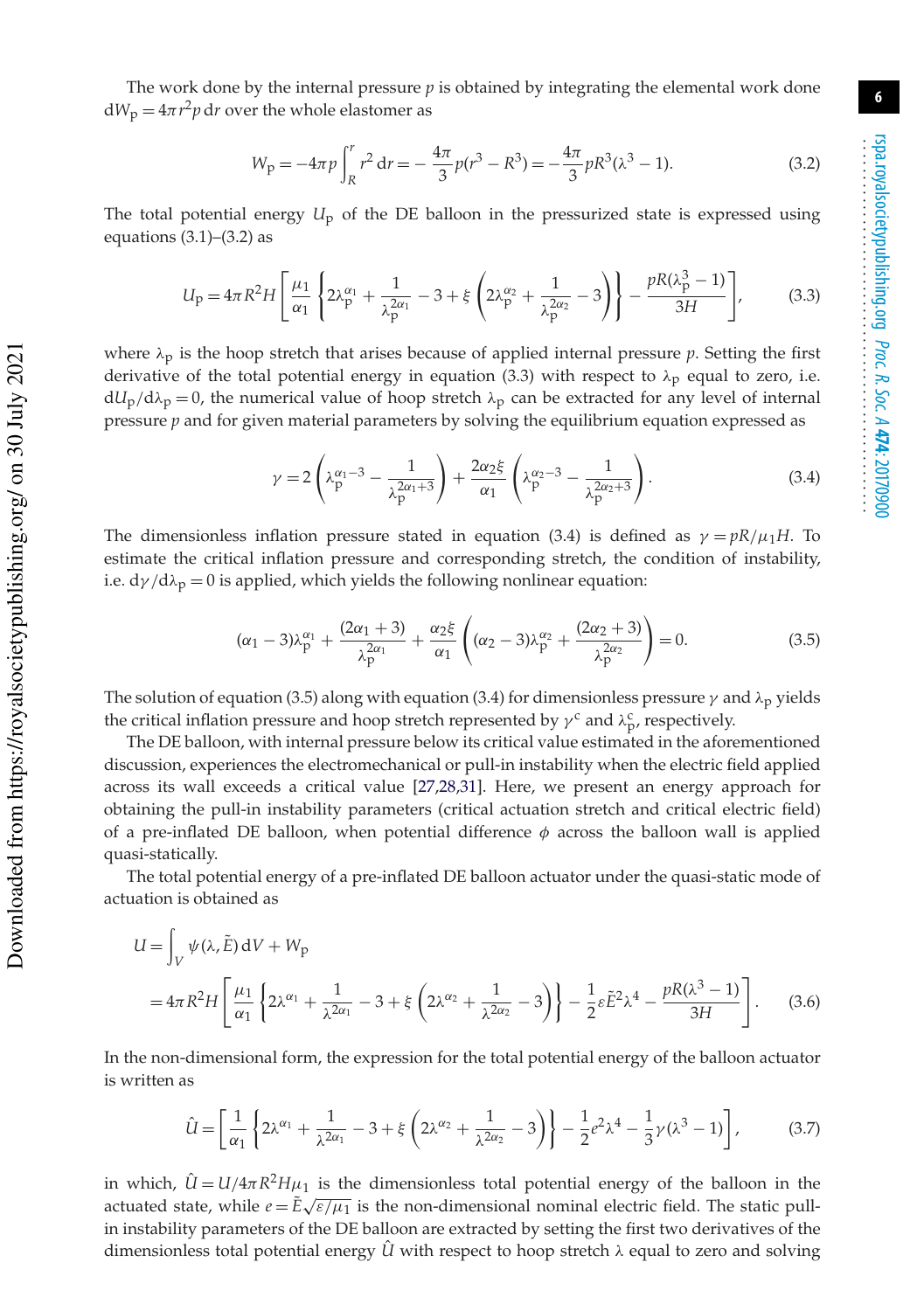The work done by the internal pressure $p$ is obtained by integrating the elemental work done $\mathrm{d}W_\mathrm{p} = 4\pi r^2 p\,\mathrm{d}r$ over the whole elastomer as

$$W_\mathrm{p} = -4\pi p \int_R^r r^2\,\mathrm{d}r = -\frac{4\pi}{3}p(r^3 - R^3) = -\frac{4\pi}{3}pR^3(\lambda^3 - 1). \tag{3.2}$$

The total potential energy $U_\mathrm{p}$ of the DE balloon in the pressurized state is expressed using equations (3.1)–(3.2) as

$$U_\mathrm{p} = 4\pi R^2 H\left[\frac{\mu_1}{\alpha_1}\left\{2\lambda_\mathrm{p}^{\alpha_1} + \frac{1}{\lambda_\mathrm{p}^{2\alpha_1}} - 3 + \xi\left(2\lambda_\mathrm{p}^{\alpha_2} + \frac{1}{\lambda_\mathrm{p}^{2\alpha_2}} - 3\right)\right\} - \frac{pR(\lambda_\mathrm{p}^3 - 1)}{3H}\right], \tag{3.3}$$

where $\lambda_\mathrm{p}$ is the hoop stretch that arises because of applied internal pressure $p$. Setting the first derivative of the total potential energy in equation (3.3) with respect to $\lambda_\mathrm{p}$ equal to zero, i.e. $\mathrm{d}U_\mathrm{p}/\mathrm{d}\lambda_\mathrm{p} = 0$, the numerical value of hoop stretch $\lambda_\mathrm{p}$ can be extracted for any level of internal pressure $p$ and for given material parameters by solving the equilibrium equation expressed as

$$\gamma = 2\left(\lambda_\mathrm{p}^{\alpha_1 - 3} - \frac{1}{\lambda_\mathrm{p}^{2\alpha_1 + 3}}\right) + \frac{2\alpha_2\xi}{\alpha_1}\left(\lambda_\mathrm{p}^{\alpha_2 - 3} - \frac{1}{\lambda_\mathrm{p}^{2\alpha_2 + 3}}\right). \tag{3.4}$$

The dimensionless inflation pressure stated in equation (3.4) is defined as $\gamma = pR/\mu_1 H$. To estimate the critical inflation pressure and corresponding stretch, the condition of instability, i.e. $\mathrm{d}\gamma/\mathrm{d}\lambda_\mathrm{p} = 0$ is applied, which yields the following nonlinear equation:

$$(\alpha_1 - 3)\lambda_\mathrm{p}^{\alpha_1} + \frac{(2\alpha_1 + 3)}{\lambda_\mathrm{p}^{2\alpha_1}} + \frac{\alpha_2\xi}{\alpha_1}\left((\alpha_2 - 3)\lambda_\mathrm{p}^{\alpha_2} + \frac{(2\alpha_2 + 3)}{\lambda_\mathrm{p}^{2\alpha_2}}\right) = 0. \tag{3.5}$$

The solution of equation (3.5) along with equation (3.4) for dimensionless pressure $\gamma$ and $\lambda_\mathrm{p}$ yields the critical inflation pressure and hoop stretch represented by $\gamma^\mathrm{c}$ and $\lambda_\mathrm{p}^\mathrm{c}$, respectively.

The DE balloon, with internal pressure below its critical value estimated in the aforementioned discussion, experiences the electromechanical or pull-in instability when the electric field applied across its wall exceeds a critical value [27,28,31]. Here, we present an energy approach for obtaining the pull-in instability parameters (critical actuation stretch and critical electric field) of a pre-inflated DE balloon, when potential difference $\phi$ across the balloon wall is applied quasi-statically.

The total potential energy of a pre-inflated DE balloon actuator under the quasi-static mode of actuation is obtained as

$$\begin{aligned} U &= \int_V \psi(\lambda, \tilde{E})\,\mathrm{d}V + W_\mathrm{p} \\ &= 4\pi R^2 H\left[\frac{\mu_1}{\alpha_1}\left\{2\lambda^{\alpha_1} + \frac{1}{\lambda^{2\alpha_1}} - 3 + \xi\left(2\lambda^{\alpha_2} + \frac{1}{\lambda^{2\alpha_2}} - 3\right)\right\} - \frac{1}{2}\varepsilon\tilde{E}^2\lambda^4 - \frac{pR(\lambda^3 - 1)}{3H}\right]. \end{aligned} \tag{3.6}$$

In the non-dimensional form, the expression for the total potential energy of the balloon actuator is written as

$$\hat{U} = \left[\frac{1}{\alpha_1}\left\{2\lambda^{\alpha_1} + \frac{1}{\lambda^{2\alpha_1}} - 3 + \xi\left(2\lambda^{\alpha_2} + \frac{1}{\lambda^{2\alpha_2}} - 3\right)\right\} - \frac{1}{2}e^2\lambda^4 - \frac{1}{3}\gamma(\lambda^3 - 1)\right], \tag{3.7}$$

in which, $\hat{U} = U/4\pi R^2 H\mu_1$ is the dimensionless total potential energy of the balloon in the actuated state, while $e = \tilde{E}\sqrt{\varepsilon/\mu_1}$ is the non-dimensional nominal electric field. The static pull-in instability parameters of the DE balloon are extracted by setting the first two derivatives of the dimensionless total potential energy $\hat{U}$ with respect to hoop stretch $\lambda$ equal to zero and solving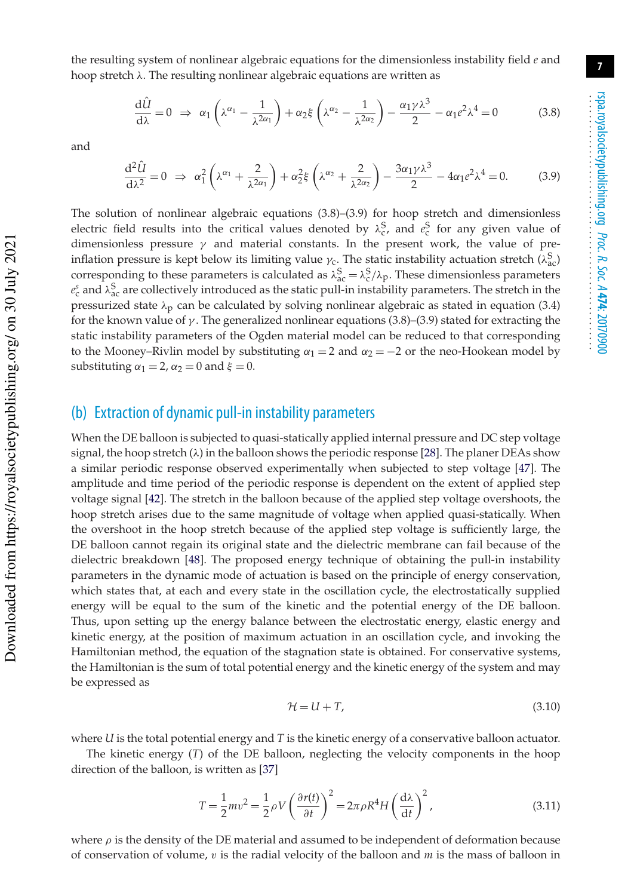the resulting system of nonlinear algebraic equations for the dimensionless instability field $e$ and hoop stretch $\lambda$. The resulting nonlinear algebraic equations are written as

$$\frac{\mathrm{d}\hat{U}}{\mathrm{d}\lambda} = 0 \;\Rightarrow\; \alpha_1\left(\lambda^{\alpha_1} - \frac{1}{\lambda^{2\alpha_1}}\right) + \alpha_2\xi\left(\lambda^{\alpha_2} - \frac{1}{\lambda^{2\alpha_2}}\right) - \frac{\alpha_1\gamma\lambda^3}{2} - \alpha_1 e^2\lambda^4 = 0 \tag{3.8}$$

and

$$\frac{\mathrm{d}^2\hat{U}}{\mathrm{d}\lambda^2} = 0 \;\Rightarrow\; \alpha_1^2\left(\lambda^{\alpha_1} + \frac{2}{\lambda^{2\alpha_1}}\right) + \alpha_2^2\xi\left(\lambda^{\alpha_2} + \frac{2}{\lambda^{2\alpha_2}}\right) - \frac{3\alpha_1\gamma\lambda^3}{2} - 4\alpha_1 e^2\lambda^4 = 0. \tag{3.9}$$

The solution of nonlinear algebraic equations (3.8)–(3.9) for hoop stretch and dimensionless electric field results into the critical values denoted by $\lambda_c^S$, and $e_c^S$ for any given value of dimensionless pressure $\gamma$ and material constants. In the present work, the value of pre-inflation pressure is kept below its limiting value $\gamma_c$. The static instability actuation stretch ($\lambda_{ac}^S$) corresponding to these parameters is calculated as $\lambda_{ac}^S = \lambda_c^S/\lambda_p$. These dimensionless parameters $e_c^s$ and $\lambda_{ac}^S$ are collectively introduced as the static pull-in instability parameters. The stretch in the pressurized state $\lambda_p$ can be calculated by solving nonlinear algebraic as stated in equation (3.4) for the known value of $\gamma$. The generalized nonlinear equations (3.8)–(3.9) stated for extracting the static instability parameters of the Ogden material model can be reduced to that corresponding to the Mooney–Rivlin model by substituting $\alpha_1 = 2$ and $\alpha_2 = -2$ or the neo-Hookean model by substituting $\alpha_1 = 2$, $\alpha_2 = 0$ and $\xi = 0$.

## (b) Extraction of dynamic pull-in instability parameters

When the DE balloon is subjected to quasi-statically applied internal pressure and DC step voltage signal, the hoop stretch ($\lambda$) in the balloon shows the periodic response [28]. The planer DEAs show a similar periodic response observed experimentally when subjected to step voltage [47]. The amplitude and time period of the periodic response is dependent on the extent of applied step voltage signal [42]. The stretch in the balloon because of the applied step voltage overshoots, the hoop stretch arises due to the same magnitude of voltage when applied quasi-statically. When the overshoot in the hoop stretch because of the applied step voltage is sufficiently large, the DE balloon cannot regain its original state and the dielectric membrane can fail because of the dielectric breakdown [48]. The proposed energy technique of obtaining the pull-in instability parameters in the dynamic mode of actuation is based on the principle of energy conservation, which states that, at each and every state in the oscillation cycle, the electrostatically supplied energy will be equal to the sum of the kinetic and the potential energy of the DE balloon. Thus, upon setting up the energy balance between the electrostatic energy, elastic energy and kinetic energy, at the position of maximum actuation in an oscillation cycle, and invoking the Hamiltonian method, the equation of the stagnation state is obtained. For conservative systems, the Hamiltonian is the sum of total potential energy and the kinetic energy of the system and may be expressed as

$$\mathcal{H} = U + T, \tag{3.10}$$

where $U$ is the total potential energy and $T$ is the kinetic energy of a conservative balloon actuator.

The kinetic energy ($T$) of the DE balloon, neglecting the velocity components in the hoop direction of the balloon, is written as [37]

$$T = \frac{1}{2}mv^2 = \frac{1}{2}\rho V\left(\frac{\partial r(t)}{\partial t}\right)^2 = 2\pi\rho R^4 H\left(\frac{\mathrm{d}\lambda}{\mathrm{d}t}\right)^2, \tag{3.11}$$

where $\rho$ is the density of the DE material and assumed to be independent of deformation because of conservation of volume, $v$ is the radial velocity of the balloon and $m$ is the mass of balloon in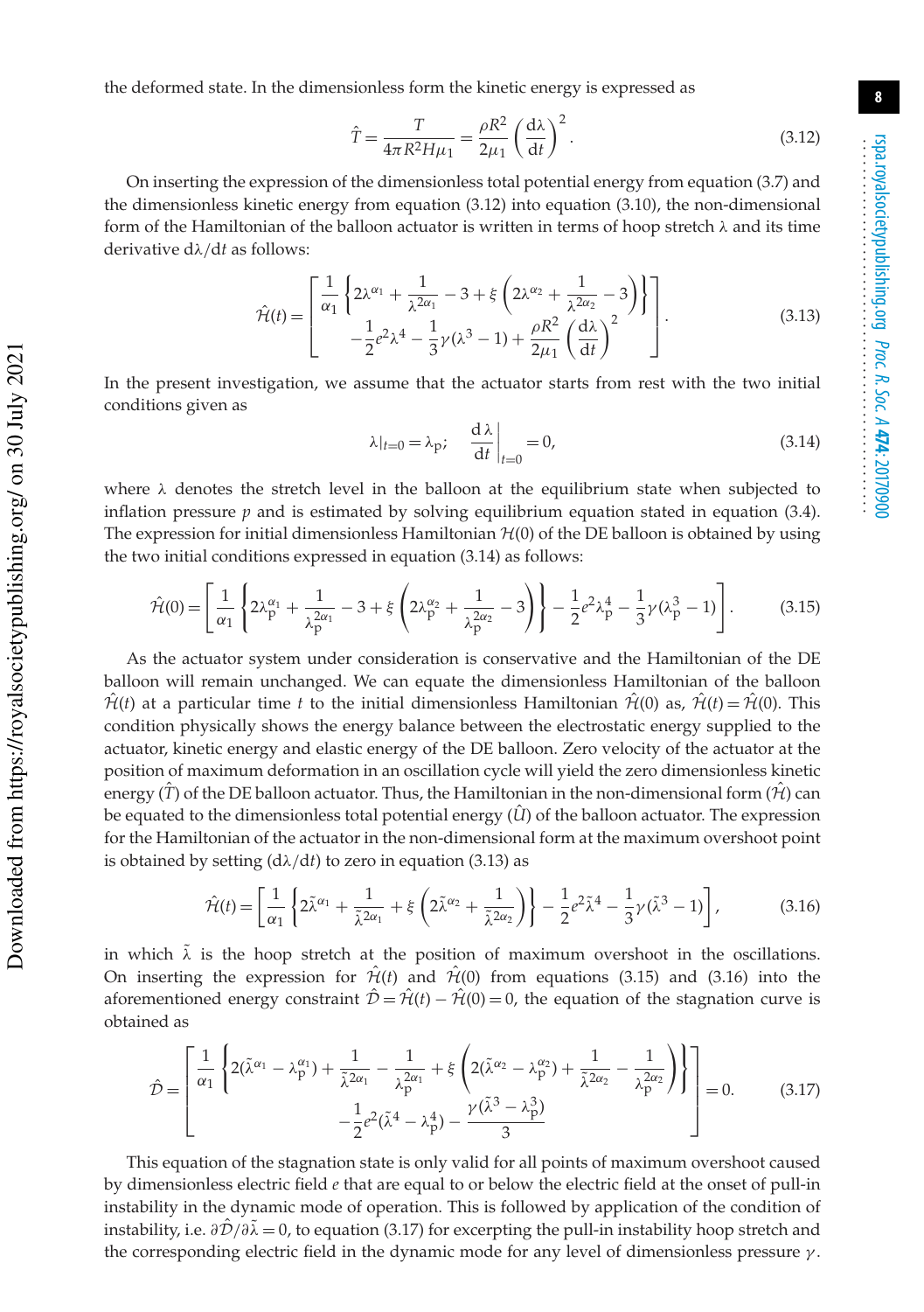the deformed state. In the dimensionless form the kinetic energy is expressed as

$$\hat{T} = \frac{T}{4\pi R^2 H \mu_1} = \frac{\rho R^2}{2\mu_1}\left(\frac{\mathrm{d}\lambda}{\mathrm{d}t}\right)^2. \tag{3.12}$$

On inserting the expression of the dimensionless total potential energy from equation (3.7) and the dimensionless kinetic energy from equation (3.12) into equation (3.10), the non-dimensional form of the Hamiltonian of the balloon actuator is written in terms of hoop stretch λ and its time derivative $\mathrm{d}\lambda/\mathrm{d}t$ as follows:

$$\hat{\mathcal{H}}(t) = \left[\begin{array}{c} \dfrac{1}{\alpha_1}\left\{2\lambda^{\alpha_1} + \dfrac{1}{\lambda^{2\alpha_1}} - 3 + \xi\left(2\lambda^{\alpha_2} + \dfrac{1}{\lambda^{2\alpha_2}} - 3\right)\right\} \\ -\dfrac{1}{2}e^2\lambda^4 - \dfrac{1}{3}\gamma(\lambda^3 - 1) + \dfrac{\rho R^2}{2\mu_1}\left(\dfrac{\mathrm{d}\lambda}{\mathrm{d}t}\right)^2 \end{array}\right]. \tag{3.13}$$

In the present investigation, we assume that the actuator starts from rest with the two initial conditions given as

$$\lambda|_{t=0} = \lambda_{\mathrm{p}}; \quad \left.\frac{\mathrm{d}\lambda}{\mathrm{d}t}\right|_{t=0} = 0, \tag{3.14}$$

where λ denotes the stretch level in the balloon at the equilibrium state when subjected to inflation pressure $p$ and is estimated by solving equilibrium equation stated in equation (3.4). The expression for initial dimensionless Hamiltonian $\mathcal{H}(0)$ of the DE balloon is obtained by using the two initial conditions expressed in equation (3.14) as follows:

$$\hat{\mathcal{H}}(0) = \left[\frac{1}{\alpha_1}\left\{2\lambda_{\mathrm{p}}^{\alpha_1} + \frac{1}{\lambda_{\mathrm{p}}^{2\alpha_1}} - 3 + \xi\left(2\lambda_{\mathrm{p}}^{\alpha_2} + \frac{1}{\lambda_{\mathrm{p}}^{2\alpha_2}} - 3\right)\right\} - \frac{1}{2}e^2\lambda_{\mathrm{p}}^4 - \frac{1}{3}\gamma(\lambda_{\mathrm{p}}^3 - 1)\right]. \tag{3.15}$$

As the actuator system under consideration is conservative and the Hamiltonian of the DE balloon will remain unchanged. We can equate the dimensionless Hamiltonian of the balloon $\hat{\mathcal{H}}(t)$ at a particular time $t$ to the initial dimensionless Hamiltonian $\hat{\mathcal{H}}(0)$ as, $\hat{\mathcal{H}}(t) = \hat{\mathcal{H}}(0)$. This condition physically shows the energy balance between the electrostatic energy supplied to the actuator, kinetic energy and elastic energy of the DE balloon. Zero velocity of the actuator at the position of maximum deformation in an oscillation cycle will yield the zero dimensionless kinetic energy ($\hat{T}$) of the DE balloon actuator. Thus, the Hamiltonian in the non-dimensional form ($\hat{\mathcal{H}}$) can be equated to the dimensionless total potential energy ($\hat{U}$) of the balloon actuator. The expression for the Hamiltonian of the actuator in the non-dimensional form at the maximum overshoot point is obtained by setting $(\mathrm{d}\lambda/\mathrm{d}t)$ to zero in equation (3.13) as

$$\hat{\mathcal{H}}(t) = \left[\frac{1}{\alpha_1}\left\{2\tilde{\lambda}^{\alpha_1} + \frac{1}{\tilde{\lambda}^{2\alpha_1}} + \xi\left(2\tilde{\lambda}^{\alpha_2} + \frac{1}{\tilde{\lambda}^{2\alpha_2}}\right)\right\} - \frac{1}{2}e^2\tilde{\lambda}^4 - \frac{1}{3}\gamma(\tilde{\lambda}^3 - 1)\right], \tag{3.16}$$

in which $\tilde{\lambda}$ is the hoop stretch at the position of maximum overshoot in the oscillations. On inserting the expression for $\hat{\mathcal{H}}(t)$ and $\hat{\mathcal{H}}(0)$ from equations (3.15) and (3.16) into the aforementioned energy constraint $\hat{\mathcal{D}} = \hat{\mathcal{H}}(t) - \hat{\mathcal{H}}(0) = 0$, the equation of the stagnation curve is obtained as

$$\hat{\mathcal{D}} = \left[\begin{array}{c} \dfrac{1}{\alpha_1}\left\{2(\tilde{\lambda}^{\alpha_1} - \lambda_{\mathrm{p}}^{\alpha_1}) + \dfrac{1}{\tilde{\lambda}^{2\alpha_1}} - \dfrac{1}{\lambda_{\mathrm{p}}^{2\alpha_1}} + \xi\left(2(\tilde{\lambda}^{\alpha_2} - \lambda_{\mathrm{p}}^{\alpha_2}) + \dfrac{1}{\tilde{\lambda}^{2\alpha_2}} - \dfrac{1}{\lambda_{\mathrm{p}}^{2\alpha_2}}\right)\right\} \\ -\dfrac{1}{2}e^2(\tilde{\lambda}^4 - \lambda_{\mathrm{p}}^4) - \dfrac{\gamma(\tilde{\lambda}^3 - \lambda_{\mathrm{p}}^3)}{3} \end{array}\right] = 0. \tag{3.17}$$

This equation of the stagnation state is only valid for all points of maximum overshoot caused by dimensionless electric field $e$ that are equal to or below the electric field at the onset of pull-in instability in the dynamic mode of operation. This is followed by application of the condition of instability, i.e. $\partial\hat{\mathcal{D}}/\partial\tilde{\lambda} = 0$, to equation (3.17) for excerpting the pull-in instability hoop stretch and the corresponding electric field in the dynamic mode for any level of dimensionless pressure $\gamma$.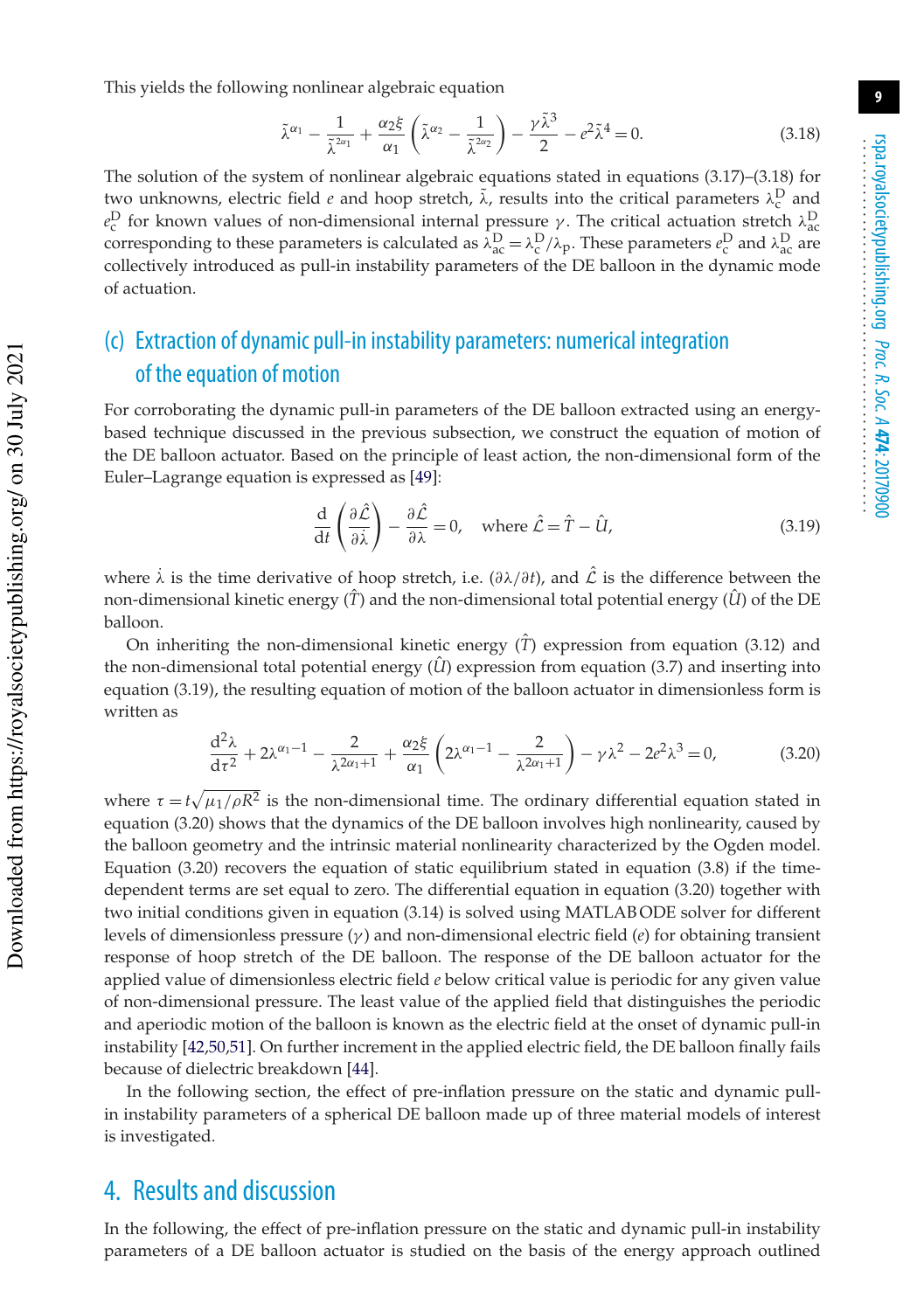This yields the following nonlinear algebraic equation

$$\tilde{\lambda}^{\alpha_1} - \frac{1}{\tilde{\lambda}^{2\alpha_1}} + \frac{\alpha_2 \xi}{\alpha_1}\left(\tilde{\lambda}^{\alpha_2} - \frac{1}{\tilde{\lambda}^{2\alpha_2}}\right) - \frac{\gamma \tilde{\lambda}^3}{2} - e^2 \tilde{\lambda}^4 = 0. \tag{3.18}$$

The solution of the system of nonlinear algebraic equations stated in equations (3.17)–(3.18) for two unknowns, electric field $e$ and hoop stretch, $\tilde{\lambda}$, results into the critical parameters $\lambda_c^D$ and $e_c^D$ for known values of non-dimensional internal pressure $\gamma$. The critical actuation stretch $\lambda_{ac}^D$ corresponding to these parameters is calculated as $\lambda_{ac}^D = \lambda_c^D/\lambda_p$. These parameters $e_c^D$ and $\lambda_{ac}^D$ are collectively introduced as pull-in instability parameters of the DE balloon in the dynamic mode of actuation.

### (c) Extraction of dynamic pull-in instability parameters: numerical integration of the equation of motion

For corroborating the dynamic pull-in parameters of the DE balloon extracted using an energy-based technique discussed in the previous subsection, we construct the equation of motion of the DE balloon actuator. Based on the principle of least action, the non-dimensional form of the Euler–Lagrange equation is expressed as [49]:

$$\frac{\mathrm{d}}{\mathrm{d}t}\left(\frac{\partial \hat{\mathcal{L}}}{\partial \dot{\lambda}}\right) - \frac{\partial \hat{\mathcal{L}}}{\partial \lambda} = 0, \quad \text{where } \hat{\mathcal{L}} = \hat{T} - \hat{U}, \tag{3.19}$$

where $\dot{\lambda}$ is the time derivative of hoop stretch, i.e. $(\partial\lambda/\partial t)$, and $\hat{\mathcal{L}}$ is the difference between the non-dimensional kinetic energy ($\hat{T}$) and the non-dimensional total potential energy ($\hat{U}$) of the DE balloon.

On inheriting the non-dimensional kinetic energy ($\hat{T}$) expression from equation (3.12) and the non-dimensional total potential energy ($\hat{U}$) expression from equation (3.7) and inserting into equation (3.19), the resulting equation of motion of the balloon actuator in dimensionless form is written as

$$\frac{\mathrm{d}^2\lambda}{\mathrm{d}\tau^2} + 2\lambda^{\alpha_1 - 1} - \frac{2}{\lambda^{2\alpha_1+1}} + \frac{\alpha_2 \xi}{\alpha_1}\left(2\lambda^{\alpha_1 - 1} - \frac{2}{\lambda^{2\alpha_1+1}}\right) - \gamma\lambda^2 - 2e^2\lambda^3 = 0, \tag{3.20}$$

where $\tau = t\sqrt{\mu_1/\rho R^2}$ is the non-dimensional time. The ordinary differential equation stated in equation (3.20) shows that the dynamics of the DE balloon involves high nonlinearity, caused by the balloon geometry and the intrinsic material nonlinearity characterized by the Ogden model. Equation (3.20) recovers the equation of static equilibrium stated in equation (3.8) if the time-dependent terms are set equal to zero. The differential equation in equation (3.20) together with two initial conditions given in equation (3.14) is solved using MATLAB ODE solver for different levels of dimensionless pressure ($\gamma$) and non-dimensional electric field ($e$) for obtaining transient response of hoop stretch of the DE balloon. The response of the DE balloon actuator for the applied value of dimensionless electric field $e$ below critical value is periodic for any given value of non-dimensional pressure. The least value of the applied field that distinguishes the periodic and aperiodic motion of the balloon is known as the electric field at the onset of dynamic pull-in instability [42,50,51]. On further increment in the applied electric field, the DE balloon finally fails because of dielectric breakdown [44].

In the following section, the effect of pre-inflation pressure on the static and dynamic pull-in instability parameters of a spherical DE balloon made up of three material models of interest is investigated.

## 4. Results and discussion

In the following, the effect of pre-inflation pressure on the static and dynamic pull-in instability parameters of a DE balloon actuator is studied on the basis of the energy approach outlined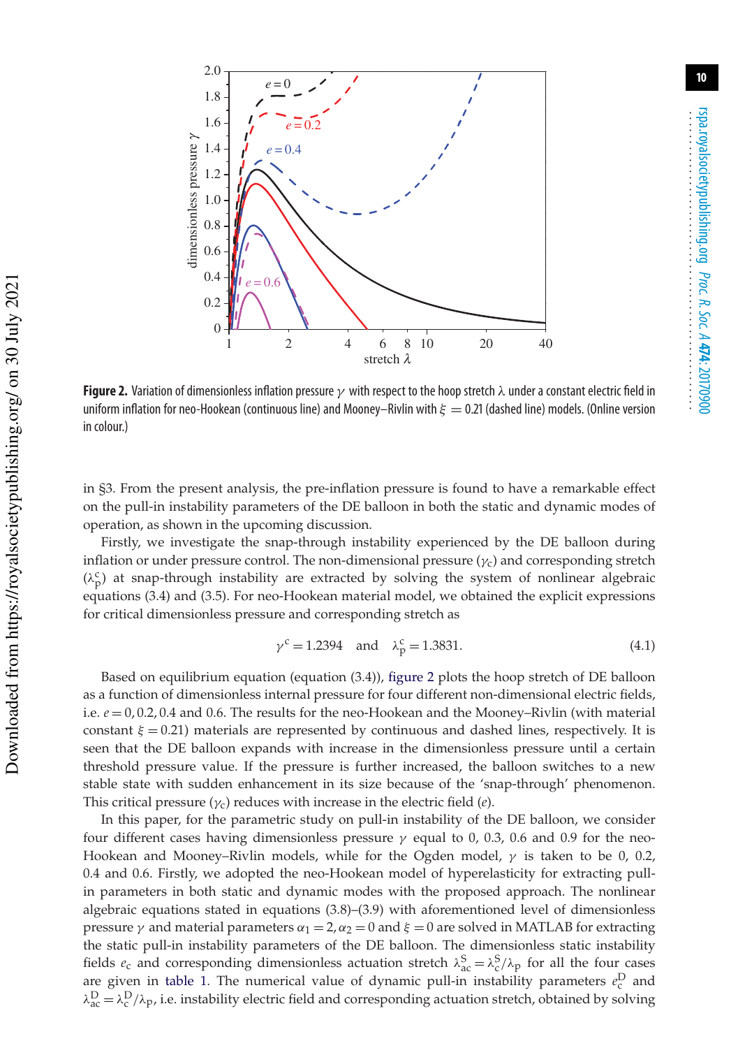**Figure 2.** Variation of dimensionless inflation pressure $\gamma$ with respect to the hoop stretch $\lambda$ under a constant electric field in uniform inflation for neo-Hookean (continuous line) and Mooney–Rivlin with $\xi = 0.21$ (dashed line) models. (Online version in colour.)

in §3. From the present analysis, the pre-inflation pressure is found to have a remarkable effect on the pull-in instability parameters of the DE balloon in both the static and dynamic modes of operation, as shown in the upcoming discussion.

Firstly, we investigate the snap-through instability experienced by the DE balloon during inflation or under pressure control. The non-dimensional pressure ($\gamma_c$) and corresponding stretch ($\lambda_p^c$) at snap-through instability are extracted by solving the system of nonlinear algebraic equations (3.4) and (3.5). For neo-Hookean material model, we obtained the explicit expressions for critical dimensionless pressure and corresponding stretch as

$$\gamma^c = 1.2394 \quad \text{and} \quad \lambda_p^c = 1.3831. \tag{4.1}$$

Based on equilibrium equation (equation (3.4)), figure 2 plots the hoop stretch of DE balloon as a function of dimensionless internal pressure for four different non-dimensional electric fields, i.e. $e = 0, 0.2, 0.4$ and $0.6$. The results for the neo-Hookean and the Mooney–Rivlin (with material constant $\xi = 0.21$) materials are represented by continuous and dashed lines, respectively. It is seen that the DE balloon expands with increase in the dimensionless pressure until a certain threshold pressure value. If the pressure is further increased, the balloon switches to a new stable state with sudden enhancement in its size because of the 'snap-through' phenomenon. This critical pressure ($\gamma_c$) reduces with increase in the electric field ($e$).

In this paper, for the parametric study on pull-in instability of the DE balloon, we consider four different cases having dimensionless pressure $\gamma$ equal to 0, 0.3, 0.6 and 0.9 for the neo-Hookean and Mooney–Rivlin models, while for the Ogden model, $\gamma$ is taken to be 0, 0.2, 0.4 and 0.6. Firstly, we adopted the neo-Hookean model of hyperelasticity for extracting pull-in parameters in both static and dynamic modes with the proposed approach. The nonlinear algebraic equations stated in equations (3.8)–(3.9) with aforementioned level of dimensionless pressure $\gamma$ and material parameters $\alpha_1 = 2, \alpha_2 = 0$ and $\xi = 0$ are solved in MATLAB for extracting the static pull-in instability parameters of the DE balloon. The dimensionless static instability fields $e_c$ and corresponding dimensionless actuation stretch $\lambda_{ac}^S = \lambda_c^S/\lambda_p$ for all the four cases are given in table 1. The numerical value of dynamic pull-in instability parameters $e_c^D$ and $\lambda_{ac}^D = \lambda_c^D/\lambda_p$, i.e. instability electric field and corresponding actuation stretch, obtained by solving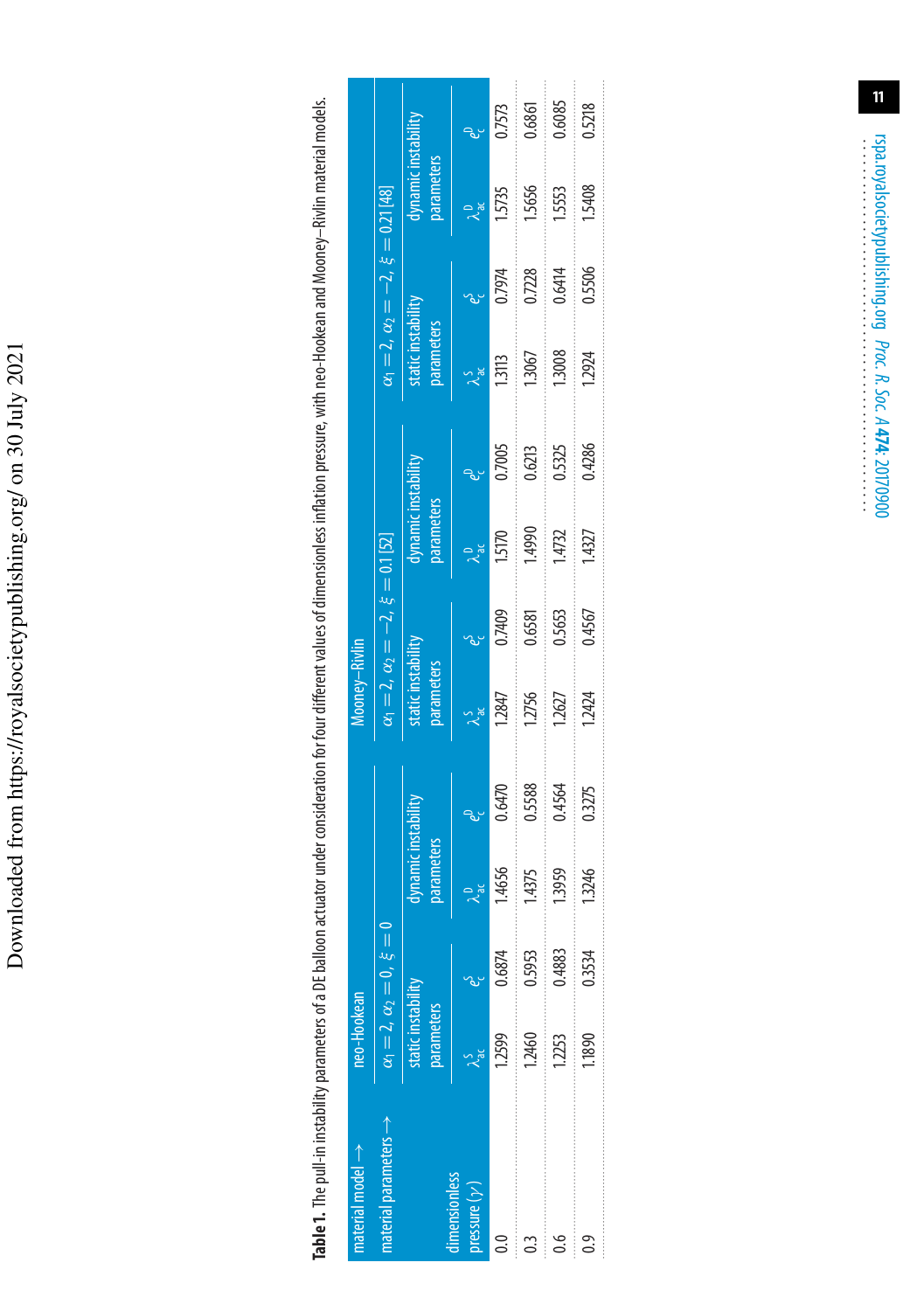**Table 1.** The pull-in instability parameters of a DE balloon actuator under consideration for four different values of dimensionless inflation pressure, with neo-Hookean and Mooney–Rivlin material models.

| material model → | neo-Hookean | | | | Mooney–Rivlin | | | | | | | |
|---|---|---|---|---|---|---|---|---|---|---|---|---|
| material parameters → | $\alpha_1 = 2$, $\alpha_2 = 0$, $\xi = 0$ | | | | $\alpha_1 = 2$, $\alpha_2 = -2$, $\xi = 0.1$ [52] | | | | $\alpha_1 = 2$, $\alpha_2 = -2$, $\xi = 0.21$ [48] | | | |
| | static instability parameters | | dynamic instability parameters | | static instability parameters | | dynamic instability parameters | | static instability parameters | | dynamic instability parameters | |
| dimensionless pressure ($\gamma$) | $\lambda_{ac}^{S}$ | $e_c^{S}$ | $\lambda_{ac}^{D}$ | $e_c^{D}$ | $\lambda_{ac}^{S}$ | $e_c^{S}$ | $\lambda_{ac}^{D}$ | $e_c^{D}$ | $\lambda_{ac}^{S}$ | $e_c^{S}$ | $\lambda_{ac}^{D}$ | $e_c^{D}$ |
| 0.0 | 1.2599 | 0.6874 | 1.4656 | 0.6470 | 1.2847 | 0.7409 | 1.5170 | 0.7005 | 1.3113 | 0.7974 | 1.5735 | 0.7573 |
| 0.3 | 1.2460 | 0.5953 | 1.4375 | 0.5588 | 1.2756 | 0.6581 | 1.4990 | 0.6213 | 1.3067 | 0.7228 | 1.5656 | 0.6861 |
| 0.6 | 1.2253 | 0.4883 | 1.3959 | 0.4564 | 1.2627 | 0.5653 | 1.4732 | 0.5325 | 1.3008 | 0.6414 | 1.5553 | 0.6085 |
| 0.9 | 1.1890 | 0.3534 | 1.3246 | 0.3275 | 1.2424 | 0.4567 | 1.4327 | 0.4286 | 1.2924 | 0.5506 | 1.5408 | 0.5218 |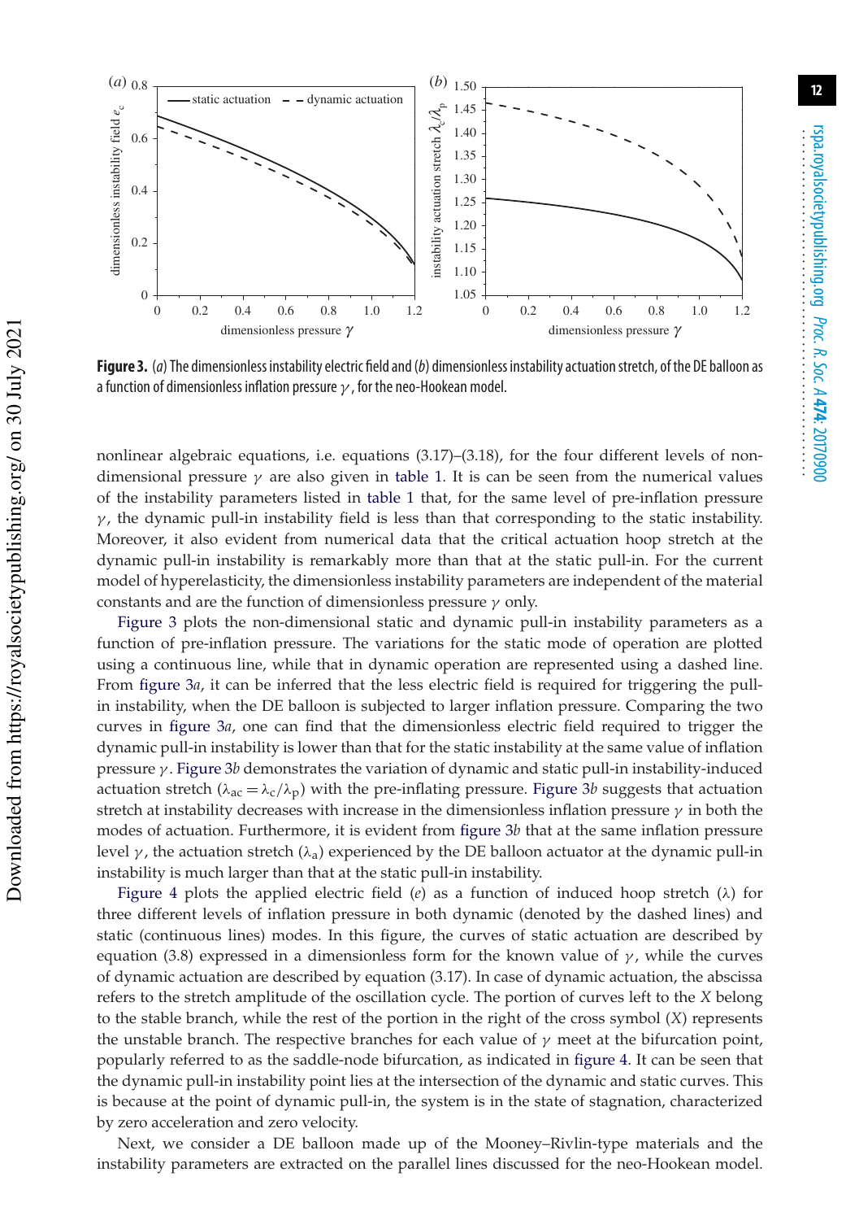**Figure 3.** (*a*) The dimensionless instability electric field and (*b*) dimensionless instability actuation stretch, of the DE balloon as a function of dimensionless inflation pressure $\gamma$, for the neo-Hookean model.

nonlinear algebraic equations, i.e. equations (3.17)–(3.18), for the four different levels of non-dimensional pressure $\gamma$ are also given in table 1. It is can be seen from the numerical values of the instability parameters listed in table 1 that, for the same level of pre-inflation pressure $\gamma$, the dynamic pull-in instability field is less than that corresponding to the static instability. Moreover, it also evident from numerical data that the critical actuation hoop stretch at the dynamic pull-in instability is remarkably more than that at the static pull-in. For the current model of hyperelasticity, the dimensionless instability parameters are independent of the material constants and are the function of dimensionless pressure $\gamma$ only.

Figure 3 plots the non-dimensional static and dynamic pull-in instability parameters as a function of pre-inflation pressure. The variations for the static mode of operation are plotted using a continuous line, while that in dynamic operation are represented using a dashed line. From figure 3*a*, it can be inferred that the less electric field is required for triggering the pull-in instability, when the DE balloon is subjected to larger inflation pressure. Comparing the two curves in figure 3*a*, one can find that the dimensionless electric field required to trigger the dynamic pull-in instability is lower than that for the static instability at the same value of inflation pressure $\gamma$. Figure 3*b* demonstrates the variation of dynamic and static pull-in instability-induced actuation stretch ($\lambda_{ac} = \lambda_c/\lambda_p$) with the pre-inflating pressure. Figure 3*b* suggests that actuation stretch at instability decreases with increase in the dimensionless inflation pressure $\gamma$ in both the modes of actuation. Furthermore, it is evident from figure 3*b* that at the same inflation pressure level $\gamma$, the actuation stretch ($\lambda_a$) experienced by the DE balloon actuator at the dynamic pull-in instability is much larger than that at the static pull-in instability.

Figure 4 plots the applied electric field ($e$) as a function of induced hoop stretch ($\lambda$) for three different levels of inflation pressure in both dynamic (denoted by the dashed lines) and static (continuous lines) modes. In this figure, the curves of static actuation are described by equation (3.8) expressed in a dimensionless form for the known value of $\gamma$, while the curves of dynamic actuation are described by equation (3.17). In case of dynamic actuation, the abscissa refers to the stretch amplitude of the oscillation cycle. The portion of curves left to the *X* belong to the stable branch, while the rest of the portion in the right of the cross symbol (*X*) represents the unstable branch. The respective branches for each value of $\gamma$ meet at the bifurcation point, popularly referred to as the saddle-node bifurcation, as indicated in figure 4. It can be seen that the dynamic pull-in instability point lies at the intersection of the dynamic and static curves. This is because at the point of dynamic pull-in, the system is in the state of stagnation, characterized by zero acceleration and zero velocity.

Next, we consider a DE balloon made up of the Mooney–Rivlin-type materials and the instability parameters are extracted on the parallel lines discussed for the neo-Hookean model.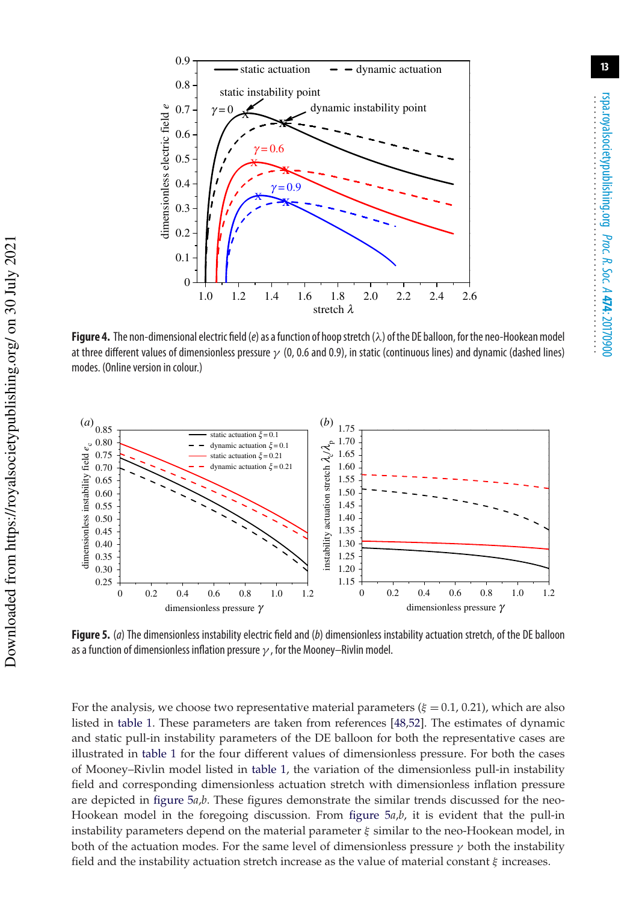**Figure 4.** The non-dimensional electric field ($e$) as a function of hoop stretch ($\lambda$) of the DE balloon, for the neo-Hookean model at three different values of dimensionless pressure $\gamma$ (0, 0.6 and 0.9), in static (continuous lines) and dynamic (dashed lines) modes. (Online version in colour.)

**Figure 5.** (*a*) The dimensionless instability electric field and (*b*) dimensionless instability actuation stretch, of the DE balloon as a function of dimensionless inflation pressure $\gamma$, for the Mooney–Rivlin model.

For the analysis, we choose two representative material parameters ($\xi = 0.1, 0.21$), which are also listed in table 1. These parameters are taken from references [48,52]. The estimates of dynamic and static pull-in instability parameters of the DE balloon for both the representative cases are illustrated in table 1 for the four different values of dimensionless pressure. For both the cases of Mooney–Rivlin model listed in table 1, the variation of the dimensionless pull-in instability field and corresponding dimensionless actuation stretch with dimensionless inflation pressure are depicted in figure 5*a*,*b*. These figures demonstrate the similar trends discussed for the neo-Hookean model in the foregoing discussion. From figure 5*a*,*b*, it is evident that the pull-in instability parameters depend on the material parameter $\xi$ similar to the neo-Hookean model, in both of the actuation modes. For the same level of dimensionless pressure $\gamma$ both the instability field and the instability actuation stretch increase as the value of material constant $\xi$ increases.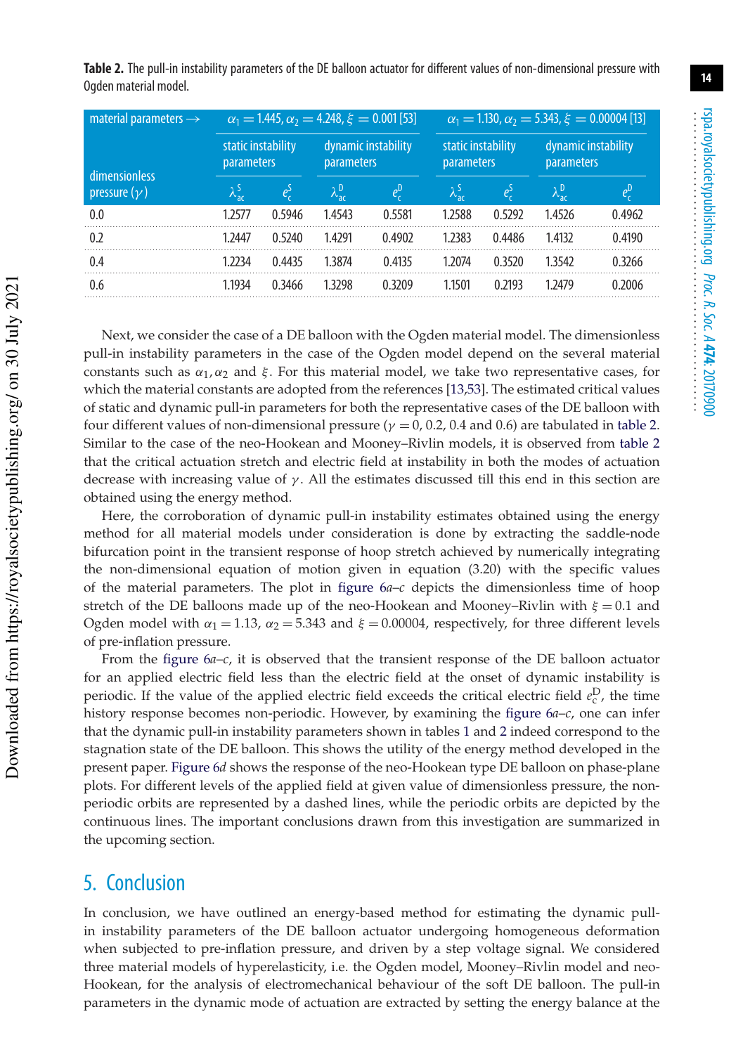**Table 2.** The pull-in instability parameters of the DE balloon actuator for different values of non-dimensional pressure with Ogden material model.

| material parameters → | $\alpha_1 = 1.445, \alpha_2 = 4.248, \xi = 0.001$ [53] | | | | $\alpha_1 = 1.130, \alpha_2 = 5.343, \xi = 0.00004$ [13] | | | |
|---|---|---|---|---|---|---|---|---|
| | static stability parameters | | dynamic instability parameters | | static stability parameters | | dynamic instability parameters | |
| dimensionless pressure ($\gamma$) | $\lambda_{ac}^{S}$ | $e_c^{S}$ | $\lambda_{ac}^{D}$ | $e_c^{D}$ | $\lambda_{ac}^{S}$ | $e_c^{S}$ | $\lambda_{ac}^{D}$ | $e_c^{D}$ |
| 0.0 | 1.2577 | 0.5946 | 1.4543 | 0.5581 | 1.2588 | 0.5292 | 1.4526 | 0.4962 |
| 0.2 | 1.2447 | 0.5240 | 1.4291 | 0.4902 | 1.2383 | 0.4486 | 1.4132 | 0.4190 |
| 0.4 | 1.2234 | 0.4435 | 1.3874 | 0.4135 | 1.2074 | 0.3520 | 1.3542 | 0.3266 |
| 0.6 | 1.1934 | 0.3466 | 1.3298 | 0.3209 | 1.1501 | 0.2193 | 1.2479 | 0.2006 |

Next, we consider the case of a DE balloon with the Ogden material model. The dimensionless pull-in instability parameters in the case of the Ogden model depend on the several material constants such as $\alpha_1, \alpha_2$ and $\xi$. For this material model, we take two representative cases, for which the material constants are adopted from the references [13,53]. The estimated critical values of static and dynamic pull-in parameters for both the representative cases of the DE balloon with four different values of non-dimensional pressure ($\gamma = 0$, 0.2, 0.4 and 0.6) are tabulated in table 2. Similar to the case of the neo-Hookean and Mooney–Rivlin models, it is observed from table 2 that the critical actuation stretch and electric field at instability in both the modes of actuation decrease with increasing value of $\gamma$. All the estimates discussed till this end in this section are obtained using the energy method.

Here, the corroboration of dynamic pull-in instability estimates obtained using the energy method for all material models under consideration is done by extracting the saddle-node bifurcation point in the transient response of hoop stretch achieved by numerically integrating the non-dimensional equation of motion given in equation (3.20) with the specific values of the material parameters. The plot in figure 6*a–c* depicts the dimensionless time of hoop stretch of the DE balloons made up of the neo-Hookean and Mooney–Rivlin with $\xi = 0.1$ and Ogden model with $\alpha_1 = 1.13$, $\alpha_2 = 5.343$ and $\xi = 0.00004$, respectively, for three different levels of pre-inflation pressure.

From the figure 6*a–c*, it is observed that the transient response of the DE balloon actuator for an applied electric field less than the electric field at the onset of dynamic instability is periodic. If the value of the applied electric field exceeds the critical electric field $e_c^{D}$, the time history response becomes non-periodic. However, by examining the figure 6*a–c*, one can infer that the dynamic pull-in instability parameters shown in tables 1 and 2 indeed correspond to the stagnation state of the DE balloon. This shows the utility of the energy method developed in the present paper. Figure 6*d* shows the response of the neo-Hookean type DE balloon on phase-plane plots. For different levels of the applied field at given value of dimensionless pressure, the non-periodic orbits are represented by a dashed lines, while the periodic orbits are depicted by the continuous lines. The important conclusions drawn from this investigation are summarized in the upcoming section.

## 5. Conclusion

In conclusion, we have outlined an energy-based method for estimating the dynamic pull-in instability parameters of the DE balloon actuator undergoing homogeneous deformation when subjected to pre-inflation pressure, and driven by a step voltage signal. We considered three material models of hyperelasticity, i.e. the Ogden model, Mooney–Rivlin model and neo-Hookean, for the analysis of electromechanical behaviour of the soft DE balloon. The pull-in parameters in the dynamic mode of actuation are extracted by setting the energy balance at the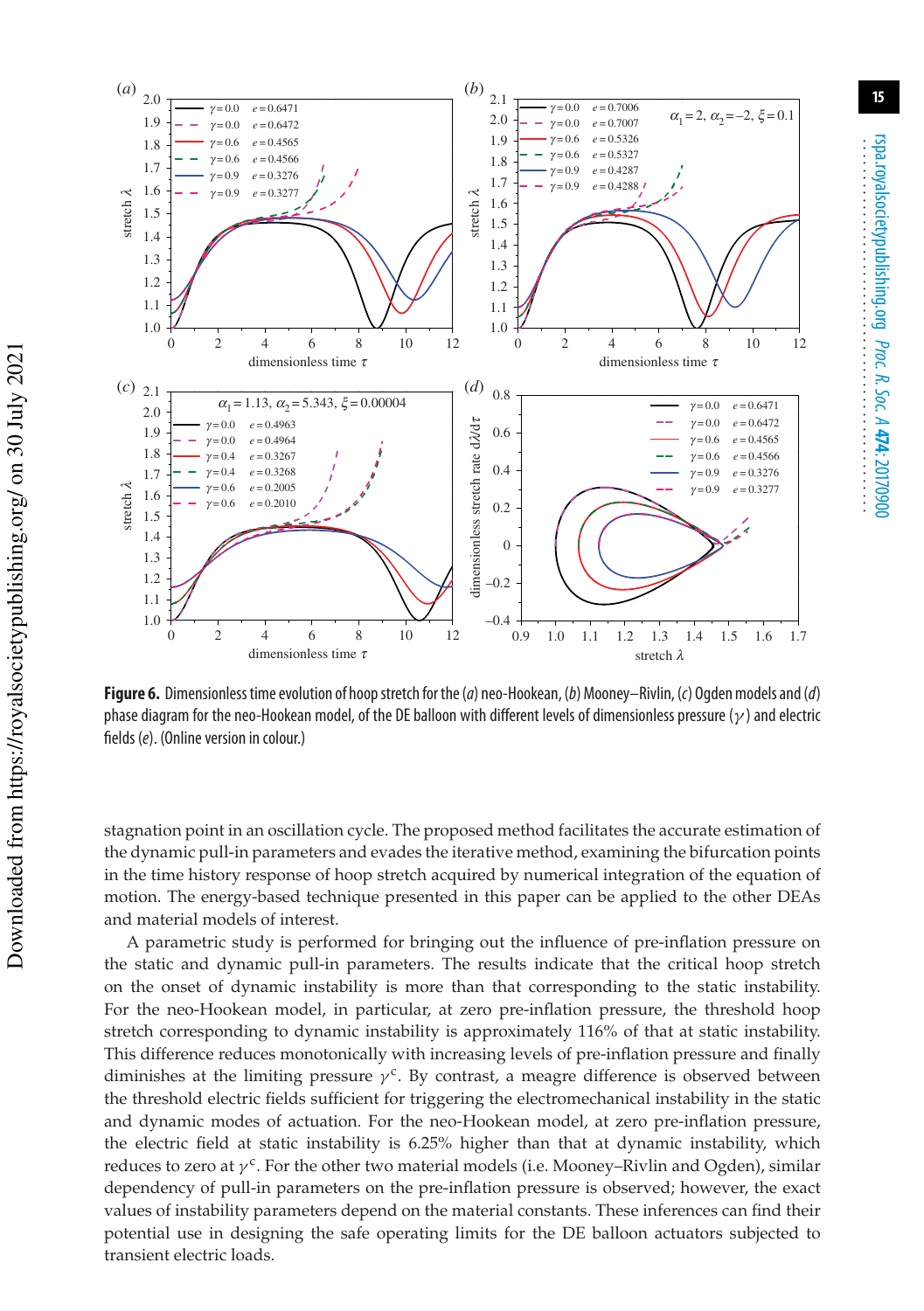**Figure 6.** Dimensionless time evolution of hoop stretch for the (*a*) neo-Hookean, (*b*) Mooney–Rivlin, (*c*) Ogden models and (*d*) phase diagram for the neo-Hookean model, of the DE balloon with different levels of dimensionless pressure ($\gamma$) and electric fields ($e$). (Online version in colour.)

stagnation point in an oscillation cycle. The proposed method facilitates the accurate estimation of the dynamic pull-in parameters and evades the iterative method, examining the bifurcation points in the time history response of hoop stretch acquired by numerical integration of the equation of motion. The energy-based technique presented in this paper can be applied to the other DEAs and material models of interest.

A parametric study is performed for bringing out the influence of pre-inflation pressure on the static and dynamic pull-in parameters. The results indicate that the critical hoop stretch on the onset of dynamic instability is more than that corresponding to the static instability. For the neo-Hookean model, in particular, at zero pre-inflation pressure, the threshold hoop stretch corresponding to dynamic instability is approximately 116% of that at static instability. This difference reduces monotonically with increasing levels of pre-inflation pressure and finally diminishes at the limiting pressure $\gamma^c$. By contrast, a meagre difference is observed between the threshold electric fields sufficient for triggering the electromechanical instability in the static and dynamic modes of actuation. For the neo-Hookean model, at zero pre-inflation pressure, the electric field at static instability is 6.25% higher than that at dynamic instability, which reduces to zero at $\gamma^c$. For the other two material models (i.e. Mooney–Rivlin and Ogden), similar dependency of pull-in parameters on the pre-inflation pressure is observed; however, the exact values of instability parameters depend on the material constants. These inferences can find their potential use in designing the safe operating limits for the DE balloon actuators subjected to transient electric loads.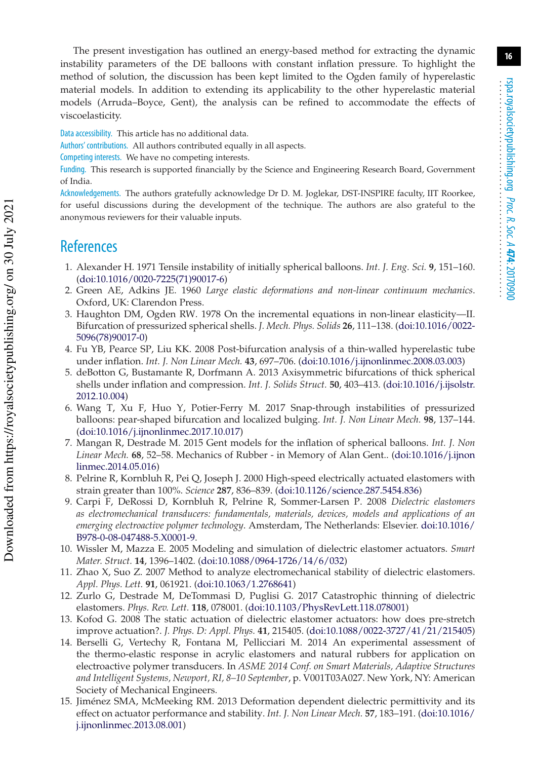The present investigation has outlined an energy-based method for extracting the dynamic instability parameters of the DE balloons with constant inflation pressure. To highlight the method of solution, the discussion has been kept limited to the Ogden family of hyperelastic material models. In addition to extending its applicability to the other hyperelastic material models (Arruda–Boyce, Gent), the analysis can be refined to accommodate the effects of viscoelasticity.

Data accessibility. This article has no additional data.

Authors' contributions. All authors contributed equally in all aspects.

Competing interests. We have no competing interests.

Funding. This research is supported financially by the Science and Engineering Research Board, Government of India.

Acknowledgements. The authors gratefully acknowledge Dr D. M. Joglekar, DST-INSPIRE faculty, IIT Roorkee, for useful discussions during the development of the technique. The authors are also grateful to the anonymous reviewers for their valuable inputs.

## References

1. Alexander H. 1971 Tensile instability of initially spherical balloons. *Int. J. Eng. Sci.* **9**, 151–160. (doi:10.1016/0020-7225(71)90017-6)
2. Green AE, Adkins JE. 1960 *Large elastic deformations and non-linear continuum mechanics*. Oxford, UK: Clarendon Press.
3. Haughton DM, Ogden RW. 1978 On the incremental equations in non-linear elasticity—II. Bifurcation of pressurized spherical shells. *J. Mech. Phys. Solids* **26**, 111–138. (doi:10.1016/0022-5096(78)90017-0)
4. Fu YB, Pearce SP, Liu KK. 2008 Post-bifurcation analysis of a thin-walled hyperelastic tube under inflation. *Int. J. Non Linear Mech.* **43**, 697–706. (doi:10.1016/j.ijnonlinmec.2008.03.003)
5. deBotton G, Bustamante R, Dorfmann A. 2013 Axisymmetric bifurcations of thick spherical shells under inflation and compression. *Int. J. Solids Struct.* **50**, 403–413. (doi:10.1016/j.ijsolstr.2012.10.004)
6. Wang T, Xu F, Huo Y, Potier-Ferry M. 2017 Snap-through instabilities of pressurized balloons: pear-shaped bifurcation and localized bulging. *Int. J. Non Linear Mech.* **98**, 137–144. (doi:10.1016/j.ijnonlinmec.2017.10.017)
7. Mangan R, Destrade M. 2015 Gent models for the inflation of spherical balloons. *Int. J. Non Linear Mech.* **68**, 52–58. Mechanics of Rubber - in Memory of Alan Gent.. (doi:10.1016/j.ijnonlinmec.2014.05.016)
8. Pelrine R, Kornbluh R, Pei Q, Joseph J. 2000 High-speed electrically actuated elastomers with strain greater than 100%. *Science* **287**, 836–839. (doi:10.1126/science.287.5454.836)
9. Carpi F, DeRossi D, Kornbluh R, Pelrine R, Sommer-Larsen P. 2008 *Dielectric elastomers as electromechanical transducers: fundamentals, materials, devices, models and applications of an emerging electroactive polymer technology*. Amsterdam, The Netherlands: Elsevier. doi:10.1016/B978-0-08-047488-5.X0001-9.
10. Wissler M, Mazza E. 2005 Modeling and simulation of dielectric elastomer actuators. *Smart Mater. Struct.* **14**, 1396–1402. (doi:10.1088/0964-1726/14/6/032)
11. Zhao X, Suo Z. 2007 Method to analyze electromechanical stability of dielectric elastomers. *Appl. Phys. Lett.* **91**, 061921. (doi:10.1063/1.2768641)
12. Zurlo G, Destrade M, DeTommasi D, Puglisi G. 2017 Catastrophic thinning of dielectric elastomers. *Phys. Rev. Lett.* **118**, 078001. (doi:10.1103/PhysRevLett.118.078001)
13. Kofod G. 2008 The static actuation of dielectric elastomer actuators: how does pre-stretch improve actuation?. *J. Phys. D: Appl. Phys.* **41**, 215405. (doi:10.1088/0022-3727/41/21/215405)
14. Berselli G, Vertechy R, Fontana M, Pellicciari M. 2014 An experimental assessment of the thermo-elastic response in acrylic elastomers and natural rubbers for application on electroactive polymer transducers. In *ASME 2014 Conf. on Smart Materials, Adaptive Structures and Intelligent Systems, Newport, RI, 8–10 September*, p. V001T03A027. New York, NY: American Society of Mechanical Engineers.
15. Jiménez SMA, McMeeking RM. 2013 Deformation dependent dielectric permittivity and its effect on actuator performance and stability. *Int. J. Non Linear Mech.* **57**, 183–191. (doi:10.1016/j.ijnonlinmec.2013.08.001)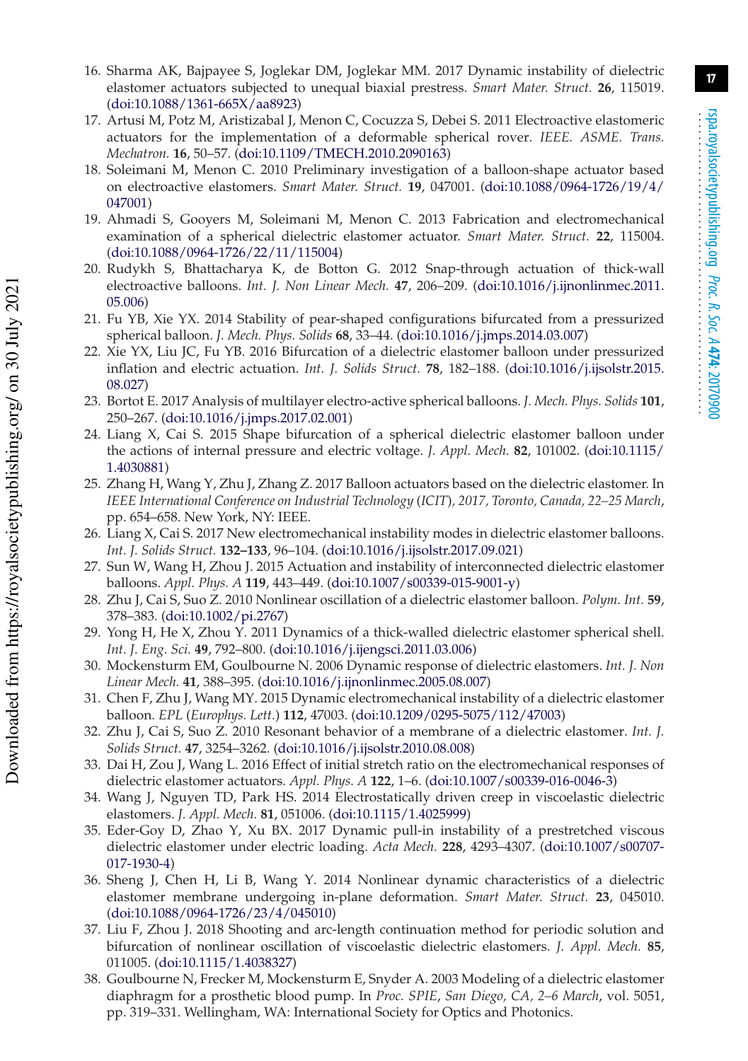16. Sharma AK, Bajpayee S, Joglekar DM, Joglekar MM. 2017 Dynamic instability of dielectric elastomer actuators subjected to unequal biaxial prestress. *Smart Mater. Struct.* **26**, 115019. (doi:10.1088/1361-665X/aa8923)
17. Artusi M, Potz M, Aristizabal J, Menon C, Cocuzza S, Debei S. 2011 Electroactive elastomeric actuators for the implementation of a deformable spherical rover. *IEEE. ASME. Trans. Mechatron.* **16**, 50–57. (doi:10.1109/TMECH.2010.2090163)
18. Soleimani M, Menon C. 2010 Preliminary investigation of a balloon-shape actuator based on electroactive elastomers. *Smart Mater. Struct.* **19**, 047001. (doi:10.1088/0964-1726/19/4/047001)
19. Ahmadi S, Gooyers M, Soleimani M, Menon C. 2013 Fabrication and electromechanical examination of a spherical dielectric elastomer actuator. *Smart Mater. Struct.* **22**, 115004. (doi:10.1088/0964-1726/22/11/115004)
20. Rudykh S, Bhattacharya K, de Botton G. 2012 Snap-through actuation of thick-wall electroactive balloons. *Int. J. Non Linear Mech.* **47**, 206–209. (doi:10.1016/j.ijnonlinmec.2011.05.006)
21. Fu YB, Xie YX. 2014 Stability of pear-shaped configurations bifurcated from a pressurized spherical balloon. *J. Mech. Phys. Solids* **68**, 33–44. (doi:10.1016/j.jmps.2014.03.007)
22. Xie YX, Liu JC, Fu YB. 2016 Bifurcation of a dielectric elastomer balloon under pressurized inflation and electric actuation. *Int. J. Solids Struct.* **78**, 182–188. (doi:10.1016/j.ijsolstr.2015.08.027)
23. Bortot E. 2017 Analysis of multilayer electro-active spherical balloons. *J. Mech. Phys. Solids* **101**, 250–267. (doi:10.1016/j.jmps.2017.02.001)
24. Liang X, Cai S. 2015 Shape bifurcation of a spherical dielectric elastomer balloon under the actions of internal pressure and electric voltage. *J. Appl. Mech.* **82**, 101002. (doi:10.1115/1.4030881)
25. Zhang H, Wang Y, Zhu J, Zhang Z. 2017 Balloon actuators based on the dielectric elastomer. In *IEEE International Conference on Industrial Technology (ICIT), 2017, Toronto, Canada, 22–25 March*, pp. 654–658. New York, NY: IEEE.
26. Liang X, Cai S. 2017 New electromechanical instability modes in dielectric elastomer balloons. *Int. J. Solids Struct.* **132–133**, 96–104. (doi:10.1016/j.ijsolstr.2017.09.021)
27. Sun W, Wang H, Zhou J. 2015 Actuation and instability of interconnected dielectric elastomer balloons. *Appl. Phys. A* **119**, 443–449. (doi:10.1007/s00339-015-9001-y)
28. Zhu J, Cai S, Suo Z. 2010 Nonlinear oscillation of a dielectric elastomer balloon. *Polym. Int.* **59**, 378–383. (doi:10.1002/pi.2767)
29. Yong H, He X, Zhou Y. 2011 Dynamics of a thick-walled dielectric elastomer spherical shell. *Int. J. Eng. Sci.* **49**, 792–800. (doi:10.1016/j.ijengsci.2011.03.006)
30. Mockensturm EM, Goulbourne N. 2006 Dynamic response of dielectric elastomers. *Int. J. Non Linear Mech.* **41**, 388–395. (doi:10.1016/j.ijnonlinmec.2005.08.007)
31. Chen F, Zhu J, Wang MY. 2015 Dynamic electromechanical instability of a dielectric elastomer balloon. *EPL (Europhys. Lett.)* **112**, 47003. (doi:10.1209/0295-5075/112/47003)
32. Zhu J, Cai S, Suo Z. 2010 Resonant behavior of a membrane of a dielectric elastomer. *Int. J. Solids Struct.* **47**, 3254–3262. (doi:10.1016/j.ijsolstr.2010.08.008)
33. Dai H, Zou J, Wang L. 2016 Effect of initial stretch ratio on the electromechanical responses of dielectric elastomer actuators. *Appl. Phys. A* **122**, 1–6. (doi:10.1007/s00339-016-0046-3)
34. Wang J, Nguyen TD, Park HS. 2014 Electrostatically driven creep in viscoelastic dielectric elastomers. *J. Appl. Mech.* **81**, 051006. (doi:10.1115/1.4025999)
35. Eder-Goy D, Zhao Y, Xu BX. 2017 Dynamic pull-in instability of a prestretched viscous dielectric elastomer under electric loading. *Acta Mech.* **228**, 4293–4307. (doi:10.1007/s00707-017-1930-4)
36. Sheng J, Chen H, Li B, Wang Y. 2014 Nonlinear dynamic characteristics of a dielectric elastomer membrane undergoing in-plane deformation. *Smart Mater. Struct.* **23**, 045010. (doi:10.1088/0964-1726/23/4/045010)
37. Liu F, Zhou J. 2018 Shooting and arc-length continuation method for periodic solution and bifurcation of nonlinear oscillation of viscoelastic dielectric elastomers. *J. Appl. Mech.* **85**, 011005. (doi:10.1115/1.4038327)
38. Goulbourne N, Frecker M, Mockensturm E, Snyder A. 2003 Modeling of a dielectric elastomer diaphragm for a prosthetic blood pump. In *Proc. SPIE, San Diego, CA, 2–6 March*, vol. 5051, pp. 319–331. Wellingham, WA: International Society for Optics and Photonics.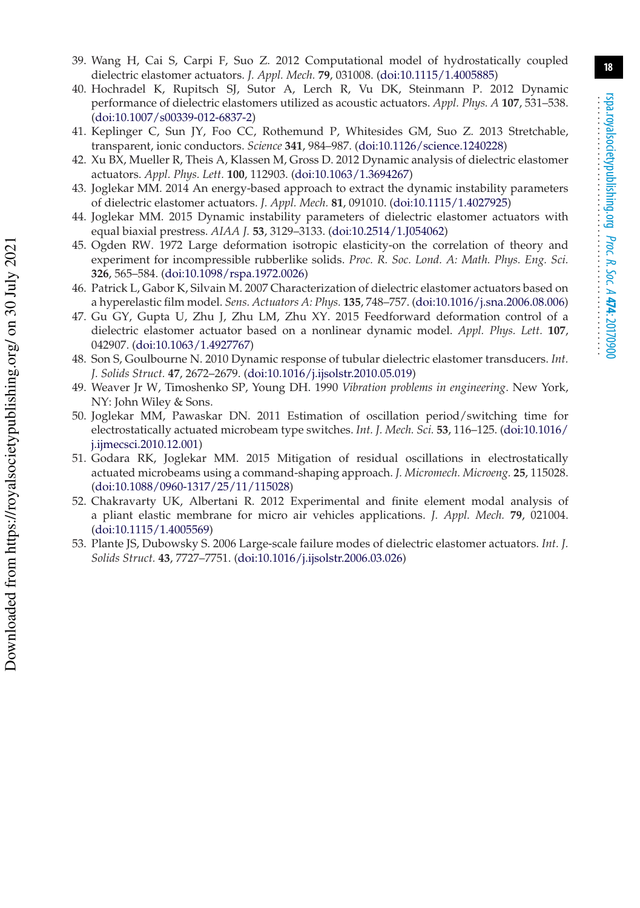39. Wang H, Cai S, Carpi F, Suo Z. 2012 Computational model of hydrostatically coupled dielectric elastomer actuators. *J. Appl. Mech.* **79**, 031008. (doi:10.1115/1.4005885)
40. Hochradel K, Rupitsch SJ, Sutor A, Lerch R, Vu DK, Steinmann P. 2012 Dynamic performance of dielectric elastomers utilized as acoustic actuators. *Appl. Phys. A* **107**, 531–538. (doi:10.1007/s00339-012-6837-2)
41. Keplinger C, Sun JY, Foo CC, Rothemund P, Whitesides GM, Suo Z. 2013 Stretchable, transparent, ionic conductors. *Science* **341**, 984–987. (doi:10.1126/science.1240228)
42. Xu BX, Mueller R, Theis A, Klassen M, Gross D. 2012 Dynamic analysis of dielectric elastomer actuators. *Appl. Phys. Lett.* **100**, 112903. (doi:10.1063/1.3694267)
43. Joglekar MM. 2014 An energy-based approach to extract the dynamic instability parameters of dielectric elastomer actuators. *J. Appl. Mech.* **81**, 091010. (doi:10.1115/1.4027925)
44. Joglekar MM. 2015 Dynamic instability parameters of dielectric elastomer actuators with equal biaxial prestress. *AIAA J.* **53**, 3129–3133. (doi:10.2514/1.J054062)
45. Ogden RW. 1972 Large deformation isotropic elasticity-on the correlation of theory and experiment for incompressible rubberlike solids. *Proc. R. Soc. Lond. A: Math. Phys. Eng. Sci.* **326**, 565–584. (doi:10.1098/rspa.1972.0026)
46. Patrick L, Gabor K, Silvain M. 2007 Characterization of dielectric elastomer actuators based on a hyperelastic film model. *Sens. Actuators A: Phys.* **135**, 748–757. (doi:10.1016/j.sna.2006.08.006)
47. Gu GY, Gupta U, Zhu J, Zhu LM, Zhu XY. 2015 Feedforward deformation control of a dielectric elastomer actuator based on a nonlinear dynamic model. *Appl. Phys. Lett.* **107**, 042907. (doi:10.1063/1.4927767)
48. Son S, Goulbourne N. 2010 Dynamic response of tubular dielectric elastomer transducers. *Int. J. Solids Struct.* **47**, 2672–2679. (doi:10.1016/j.ijsolstr.2010.05.019)
49. Weaver Jr W, Timoshenko SP, Young DH. 1990 *Vibration problems in engineering*. New York, NY: John Wiley & Sons.
50. Joglekar MM, Pawaskar DN. 2011 Estimation of oscillation period/switching time for electrostatically actuated microbeam type switches. *Int. J. Mech. Sci.* **53**, 116–125. (doi:10.1016/j.ijmecsci.2010.12.001)
51. Godara RK, Joglekar MM. 2015 Mitigation of residual oscillations in electrostatically actuated microbeams using a command-shaping approach. *J. Micromech. Microeng.* **25**, 115028. (doi:10.1088/0960-1317/25/11/115028)
52. Chakravarty UK, Albertani R. 2012 Experimental and finite element modal analysis of a pliant elastic membrane for micro air vehicles applications. *J. Appl. Mech.* **79**, 021004. (doi:10.1115/1.4005569)
53. Plante JS, Dubowsky S. 2006 Large-scale failure modes of dielectric elastomer actuators. *Int. J. Solids Struct.* **43**, 7727–7751. (doi:10.1016/j.ijsolstr.2006.03.026)